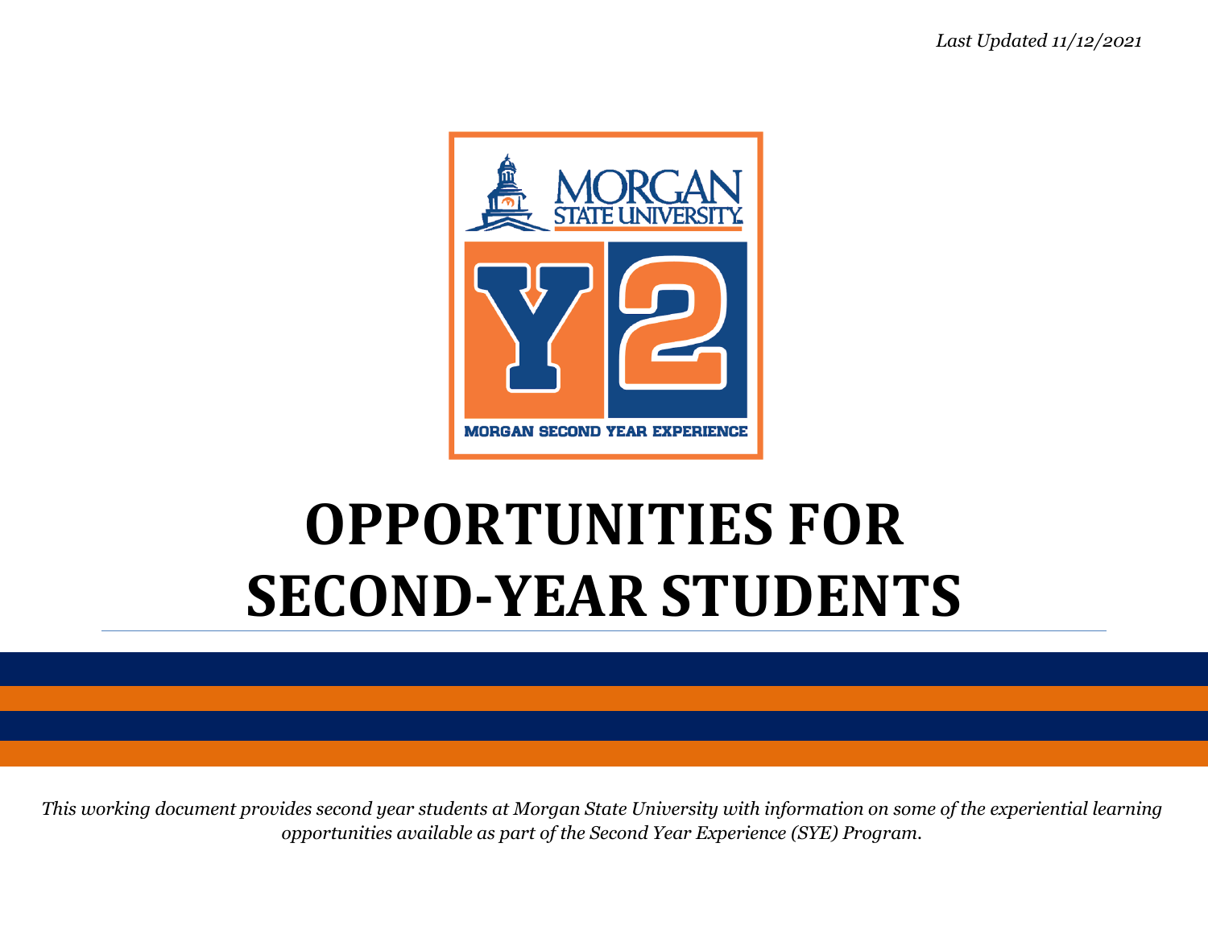*Last Updated 11/12/2021*

# OPPORTUNITIES FOR SECOND-YEAR STUDENTS

*This working document provides second year students at Morgan State University with information on some of the experiential learning opportunities available as part of the Second Year Experience (SYE) Program.*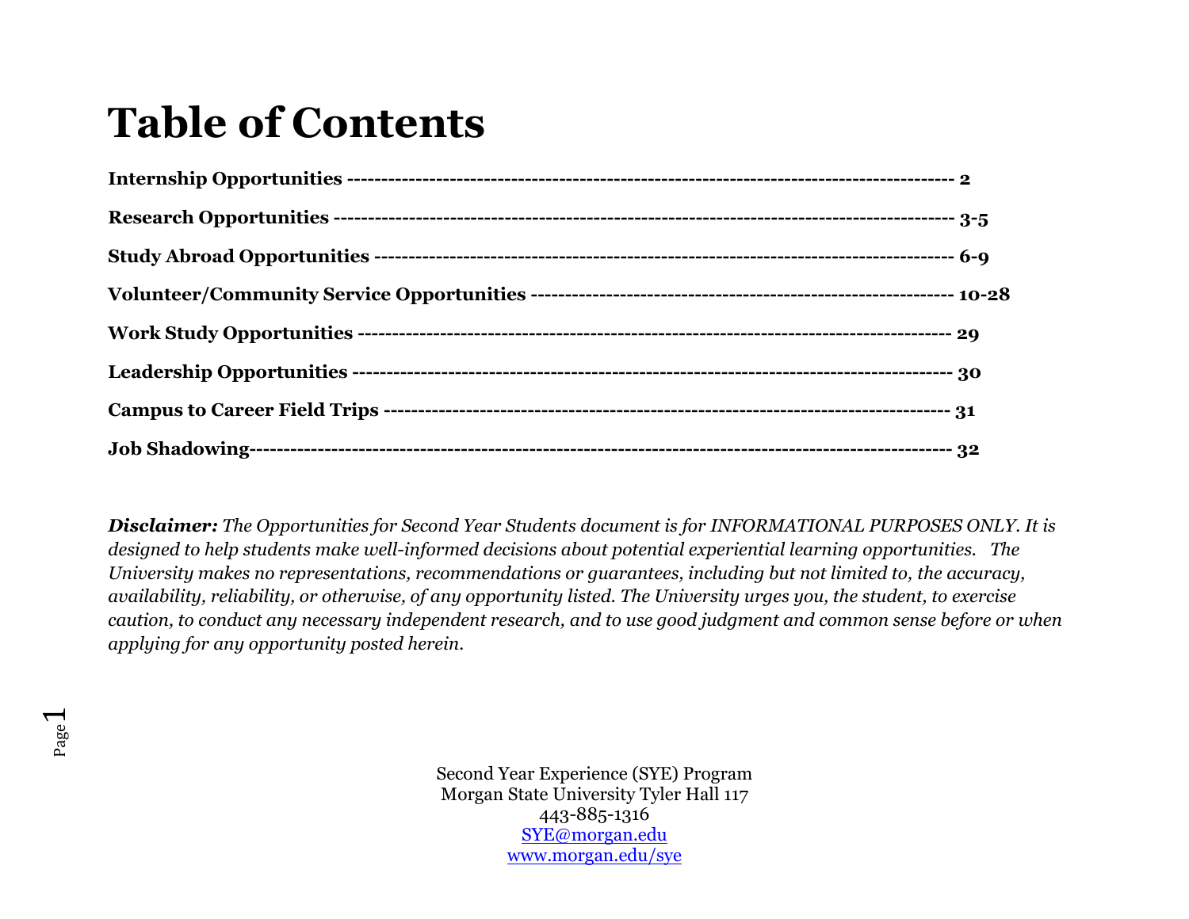# Table of Contents

| Section | Page |
| --- | --- |
| **Internship Opportunities** | **2** |
| **Research Opportunities** | **3-5** |
| **Study Abroad Opportunities** | **6-9** |
| **Volunteer/Community Service Opportunities** | **10-28** |
| **Work Study Opportunities** | **29** |
| **Leadership Opportunities** | **30** |
| **Campus to Career Field Trips** | **31** |
| **Job Shadowing** | **32** |

***Disclaimer:*** *The Opportunities for Second Year Students document is for INFORMATIONAL PURPOSES ONLY. It is designed to help students make well-informed decisions about potential experiential learning opportunities. The University makes no representations, recommendations or guarantees, including but not limited to, the accuracy, availability, reliability, or otherwise, of any opportunity listed. The University urges you, the student, to exercise caution, to conduct any necessary independent research, and to use good judgment and common sense before or when applying for any opportunity posted herein.*

Second Year Experience (SYE) Program
Morgan State University Tyler Hall 117
443-885-1316
SYE@morgan.edu
www.morgan.edu/sye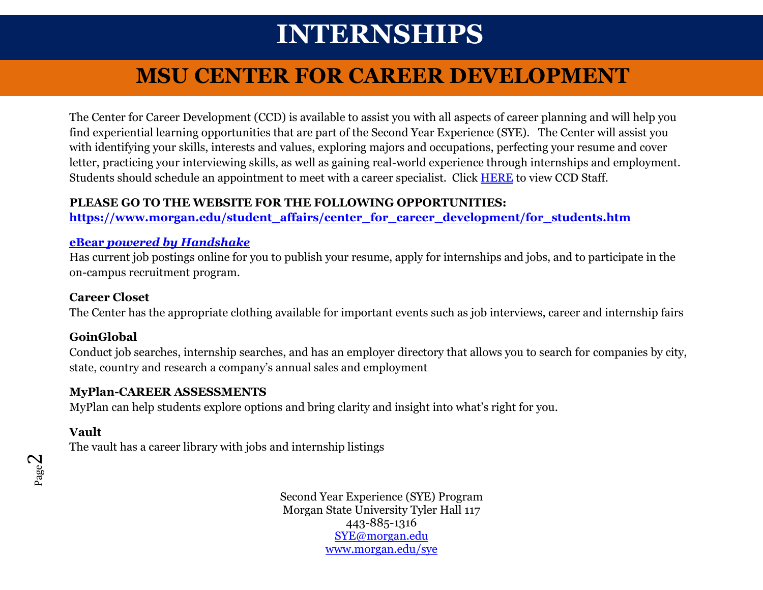# INTERNSHIPS

## MSU CENTER FOR CAREER DEVELOPMENT

The Center for Career Development (CCD) is available to assist you with all aspects of career planning and will help you find experiential learning opportunities that are part of the Second Year Experience (SYE). The Center will assist you with identifying your skills, interests and values, exploring majors and occupations, perfecting your resume and cover letter, practicing your interviewing skills, as well as gaining real-world experience through internships and employment. Students should schedule an appointment to meet with a career specialist. Click [HERE](#) to view CCD Staff.

**PLEASE GO TO THE WEBSITE FOR THE FOLLOWING OPPORTUNITIES:**
**[https://www.morgan.edu/student_affairs/center_for_career_development/for_students.htm](https://www.morgan.edu/student_affairs/center_for_career_development/for_students.htm)**

**eBear *powered by Handshake***
Has current job postings online for you to publish your resume, apply for internships and jobs, and to participate in the on-campus recruitment program.

**Career Closet**
The Center has the appropriate clothing available for important events such as job interviews, career and internship fairs

**GoinGlobal**
Conduct job searches, internship searches, and has an employer directory that allows you to search for companies by city, state, country and research a company's annual sales and employment

**MyPlan-CAREER ASSESSMENTS**
MyPlan can help students explore options and bring clarity and insight into what's right for you.

**Vault**
The vault has a career library with jobs and internship listings

Second Year Experience (SYE) Program
Morgan State University Tyler Hall 117
443-885-1316
[SYE@morgan.edu](mailto:SYE@morgan.edu)
[www.morgan.edu/sye](http://www.morgan.edu/sye)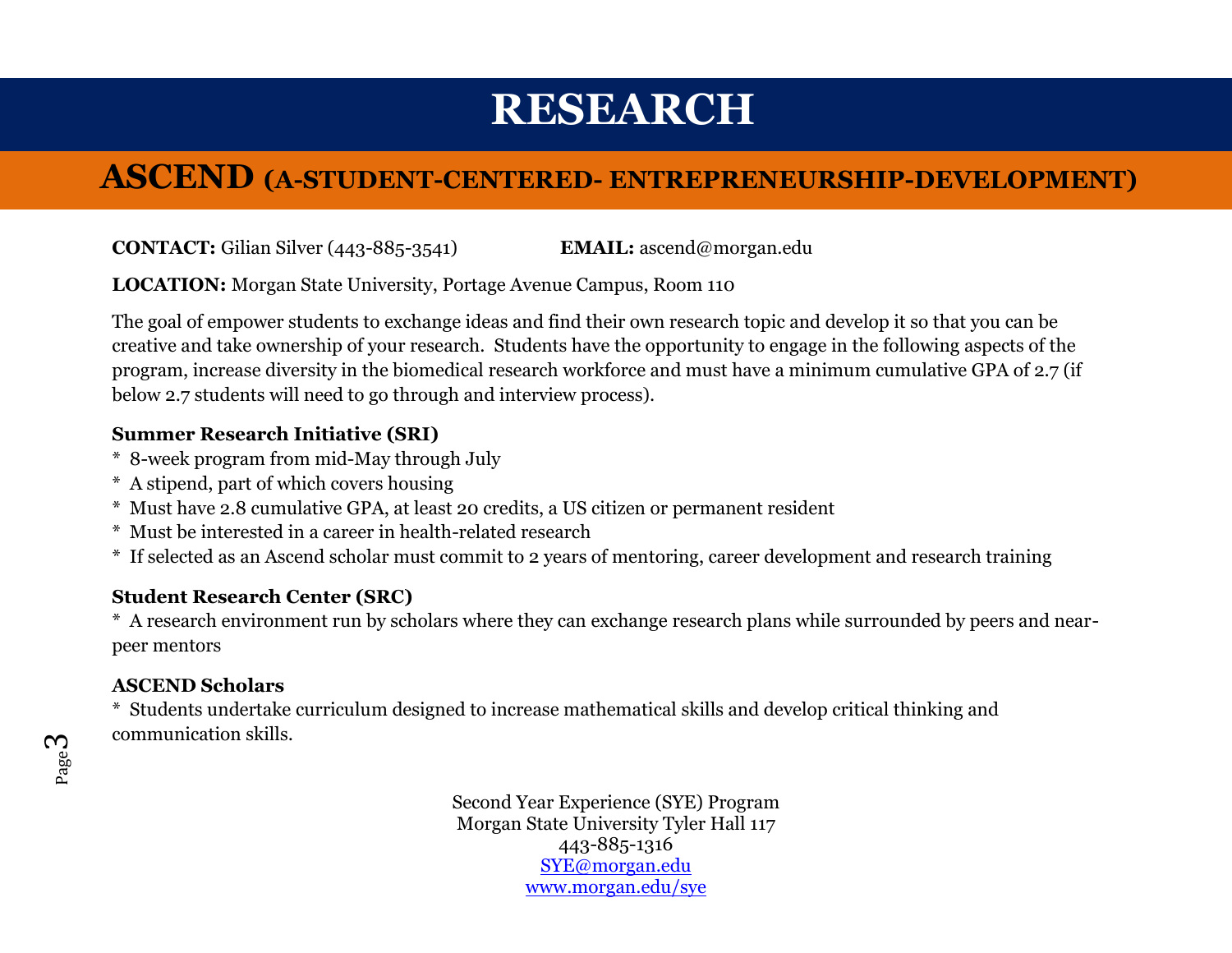# RESEARCH

## ASCEND (A-STUDENT-CENTERED- ENTREPRENEURSHIP-DEVELOPMENT)

**CONTACT:** Gilian Silver (443-885-3541) **EMAIL:** ascend@morgan.edu

**LOCATION:** Morgan State University, Portage Avenue Campus, Room 110

The goal of empower students to exchange ideas and find their own research topic and develop it so that you can be creative and take ownership of your research. Students have the opportunity to engage in the following aspects of the program, increase diversity in the biomedical research workforce and must have a minimum cumulative GPA of 2.7 (if below 2.7 students will need to go through and interview process).

**Summer Research Initiative (SRI)**

* 8-week program from mid-May through July
* A stipend, part of which covers housing
* Must have 2.8 cumulative GPA, at least 20 credits, a US citizen or permanent resident
* Must be interested in a career in health-related research
* If selected as an Ascend scholar must commit to 2 years of mentoring, career development and research training

**Student Research Center (SRC)**

* A research environment run by scholars where they can exchange research plans while surrounded by peers and near-peer mentors

**ASCEND Scholars**

* Students undertake curriculum designed to increase mathematical skills and develop critical thinking and communication skills.

Second Year Experience (SYE) Program
Morgan State University Tyler Hall 117
443-885-1316
SYE@morgan.edu
www.morgan.edu/sye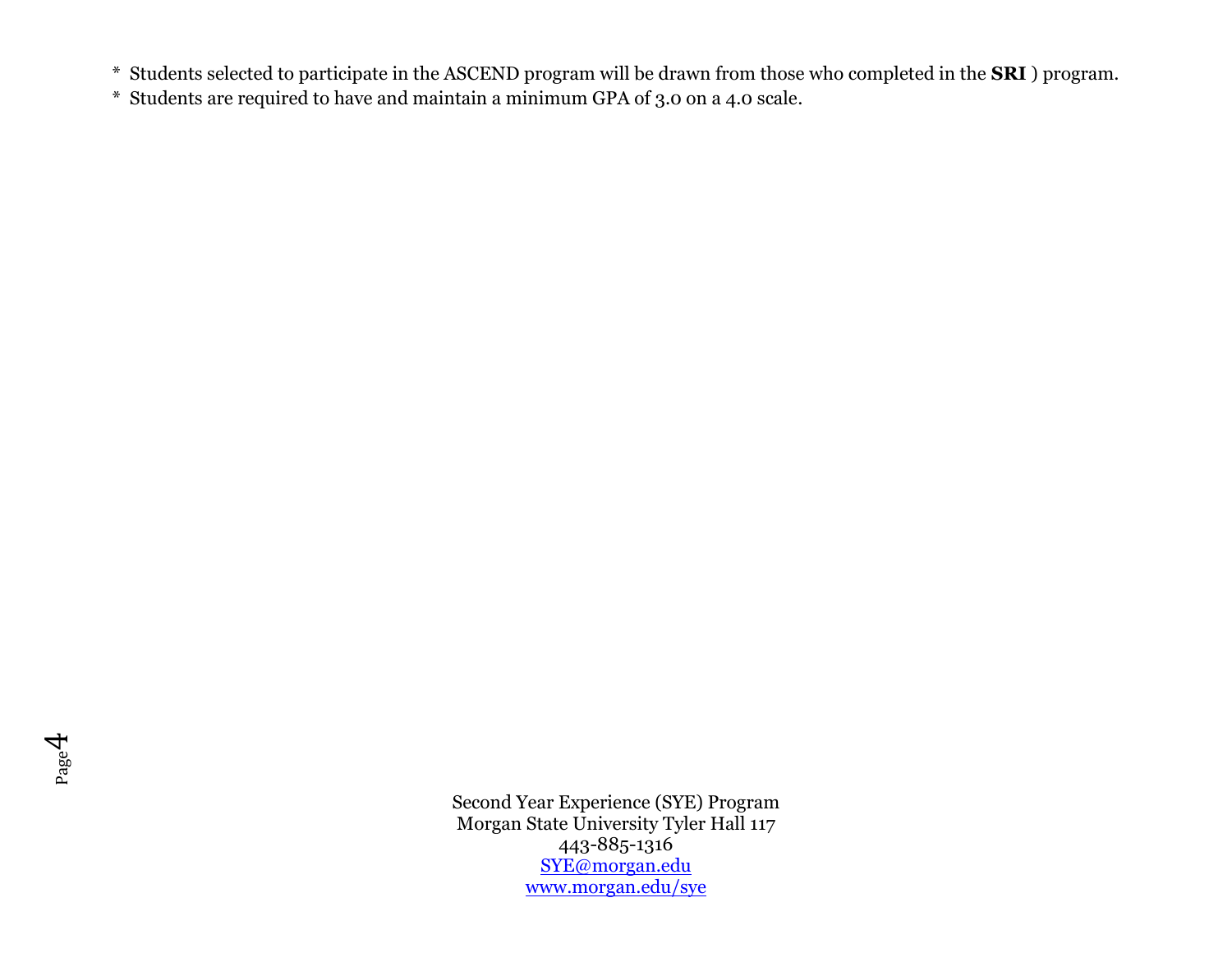* Students selected to participate in the ASCEND program will be drawn from those who completed in the **SRI** ) program.
* Students are required to have and maintain a minimum GPA of 3.0 on a 4.0 scale.

Second Year Experience (SYE) Program
Morgan State University Tyler Hall 117
443-885-1316
[SYE@morgan.edu](mailto:SYE@morgan.edu)
[www.morgan.edu/sye](http://www.morgan.edu/sye)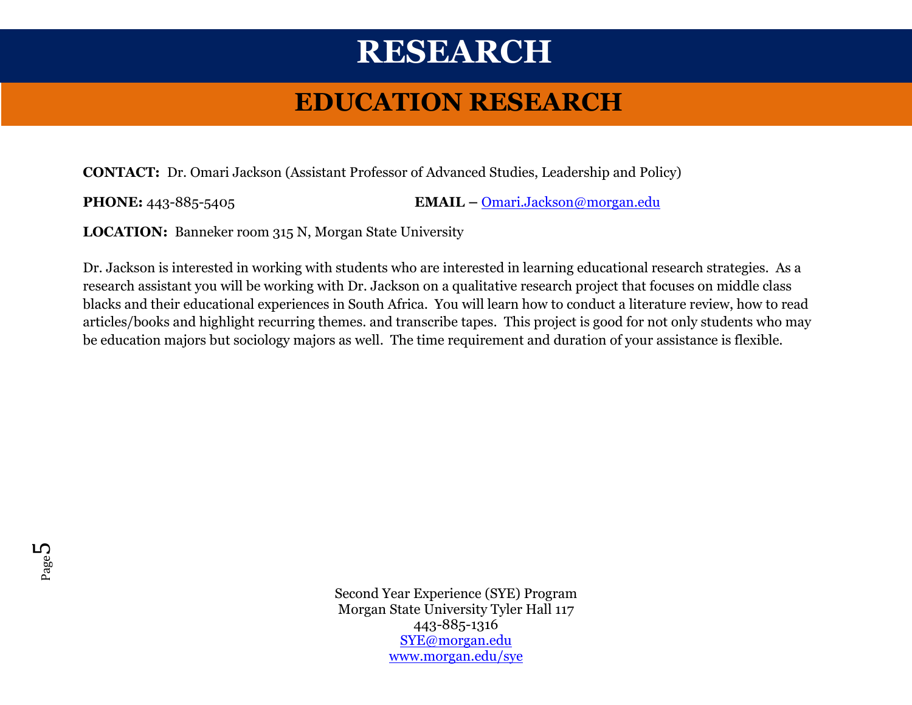# RESEARCH

## EDUCATION RESEARCH

**CONTACT:** Dr. Omari Jackson (Assistant Professor of Advanced Studies, Leadership and Policy)

**PHONE:** 443-885-5405 **EMAIL –** Omari.Jackson@morgan.edu

**LOCATION:** Banneker room 315 N, Morgan State University

Dr. Jackson is interested in working with students who are interested in learning educational research strategies. As a research assistant you will be working with Dr. Jackson on a qualitative research project that focuses on middle class blacks and their educational experiences in South Africa. You will learn how to conduct a literature review, how to read articles/books and highlight recurring themes. and transcribe tapes. This project is good for not only students who may be education majors but sociology majors as well. The time requirement and duration of your assistance is flexible.

Second Year Experience (SYE) Program
Morgan State University Tyler Hall 117
443-885-1316
SYE@morgan.edu
www.morgan.edu/sye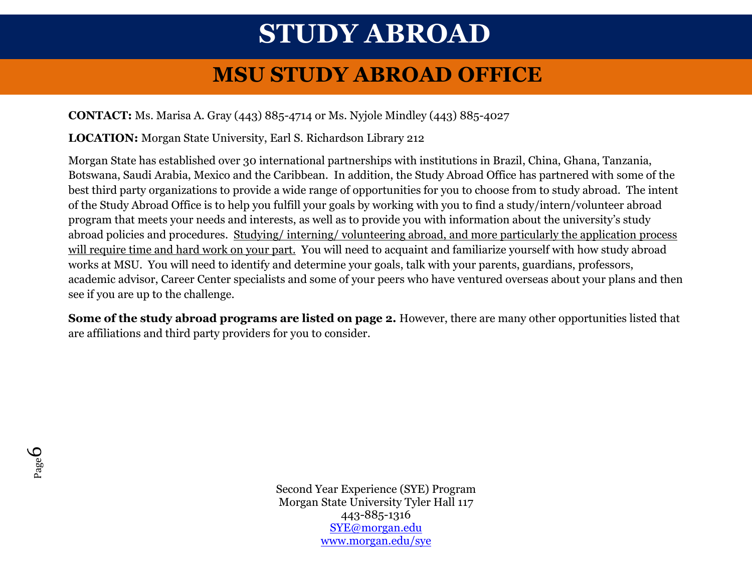# STUDY ABROAD

## MSU STUDY ABROAD OFFICE

**CONTACT:** Ms. Marisa A. Gray (443) 885-4714 or Ms. Nyjole Mindley (443) 885-4027

**LOCATION:** Morgan State University, Earl S. Richardson Library 212

Morgan State has established over 30 international partnerships with institutions in Brazil, China, Ghana, Tanzania, Botswana, Saudi Arabia, Mexico and the Caribbean. In addition, the Study Abroad Office has partnered with some of the best third party organizations to provide a wide range of opportunities for you to choose from to study abroad. The intent of the Study Abroad Office is to help you fulfill your goals by working with you to find a study/intern/volunteer abroad program that meets your needs and interests, as well as to provide you with information about the university's study abroad policies and procedures. Studying/ interning/ volunteering abroad, and more particularly the application process will require time and hard work on your part. You will need to acquaint and familiarize yourself with how study abroad works at MSU. You will need to identify and determine your goals, talk with your parents, guardians, professors, academic advisor, Career Center specialists and some of your peers who have ventured overseas about your plans and then see if you are up to the challenge.

**Some of the study abroad programs are listed on page 2.** However, there are many other opportunities listed that are affiliations and third party providers for you to consider.

Second Year Experience (SYE) Program
Morgan State University Tyler Hall 117
443-885-1316
SYE@morgan.edu
www.morgan.edu/sye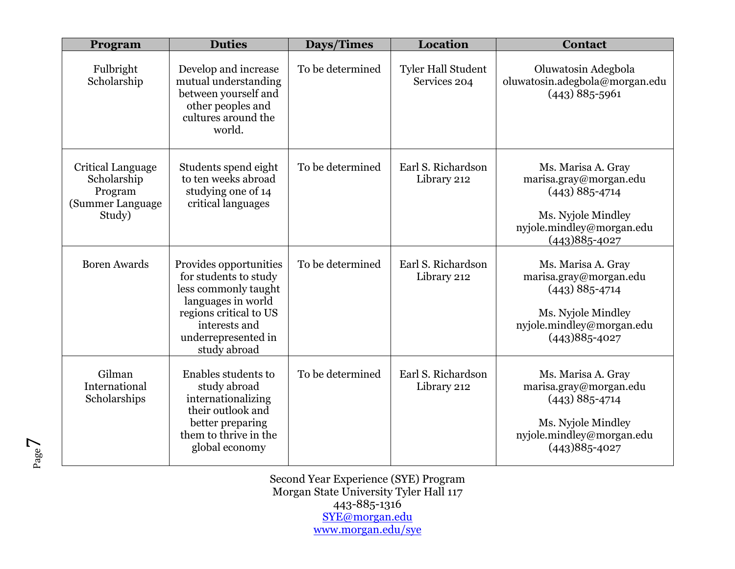| Program | Duties | Days/Times | Location | Contact |
|---|---|---|---|---|
| Fulbright Scholarship | Develop and increase mutual understanding between yourself and other peoples and cultures around the world. | To be determined | Tyler Hall Student Services 204 | Oluwatosin Adegbola oluwatosin.adegbola@morgan.edu (443) 885-5961 |
| Critical Language Scholarship Program (Summer Language Study) | Students spend eight to ten weeks abroad studying one of 14 critical languages | To be determined | Earl S. Richardson Library 212 | Ms. Marisa A. Gray marisa.gray@morgan.edu (443) 885-4714<br><br>Ms. Nyjole Mindley nyjole.mindley@morgan.edu (443)885-4027 |
| Boren Awards | Provides opportunities for students to study less commonly taught languages in world regions critical to US interests and underrepresented in study abroad | To be determined | Earl S. Richardson Library 212 | Ms. Marisa A. Gray marisa.gray@morgan.edu (443) 885-4714<br><br>Ms. Nyjole Mindley nyjole.mindley@morgan.edu (443)885-4027 |
| Gilman International Scholarships | Enables students to study abroad internationalizing their outlook and better preparing them to thrive in the global economy | To be determined | Earl S. Richardson Library 212 | Ms. Marisa A. Gray marisa.gray@morgan.edu (443) 885-4714<br><br>Ms. Nyjole Mindley nyjole.mindley@morgan.edu (443)885-4027 |

Second Year Experience (SYE) Program
Morgan State University Tyler Hall 117
443-885-1316
SYE@morgan.edu
www.morgan.edu/sye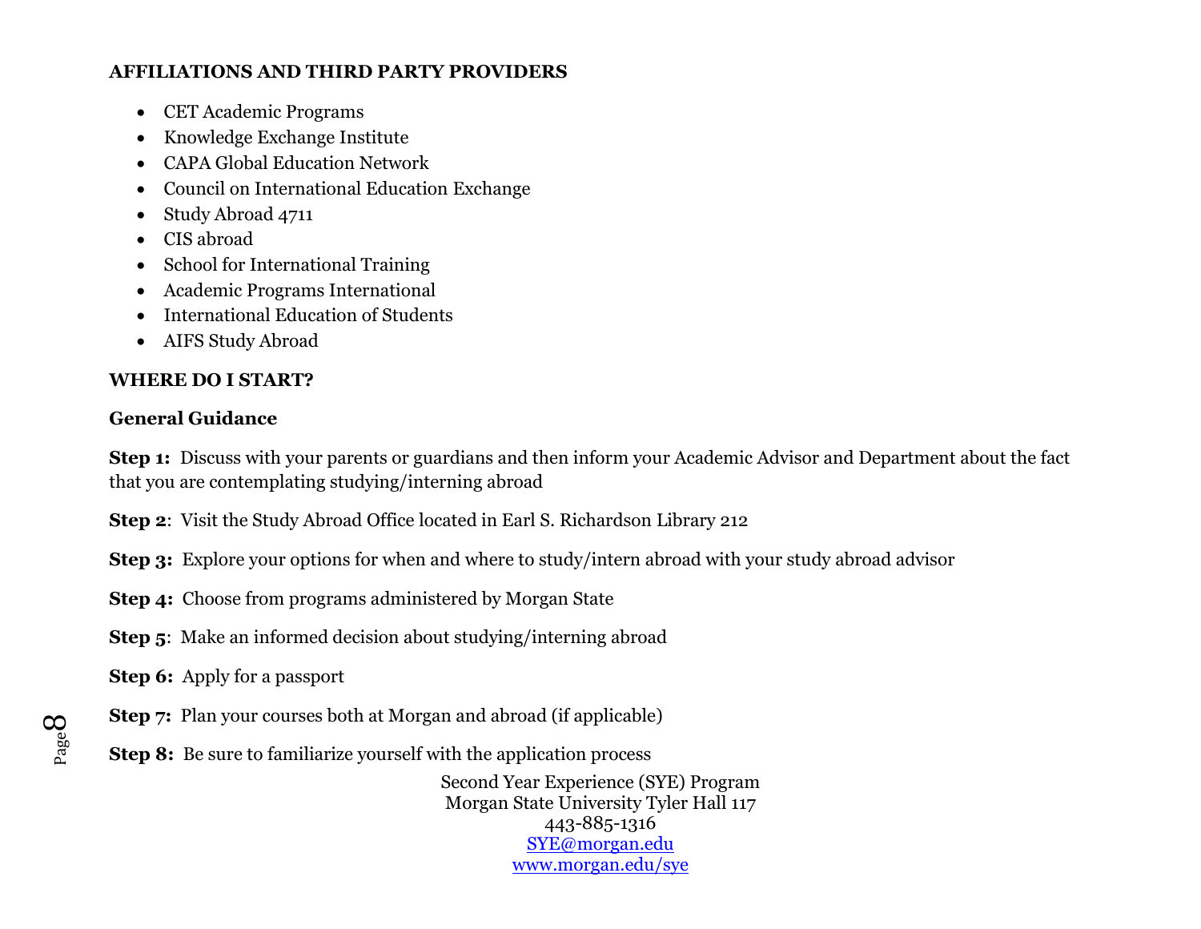**AFFILIATIONS AND THIRD PARTY PROVIDERS**

- CET Academic Programs
- Knowledge Exchange Institute
- CAPA Global Education Network
- Council on International Education Exchange
- Study Abroad 4711
- CIS abroad
- School for International Training
- Academic Programs International
- International Education of Students
- AIFS Study Abroad

**WHERE DO I START?**

**General Guidance**

**Step 1:** Discuss with your parents or guardians and then inform your Academic Advisor and Department about the fact that you are contemplating studying/interning abroad

**Step 2**: Visit the Study Abroad Office located in Earl S. Richardson Library 212

**Step 3:** Explore your options for when and where to study/intern abroad with your study abroad advisor

**Step 4:** Choose from programs administered by Morgan State

**Step 5**: Make an informed decision about studying/interning abroad

**Step 6:** Apply for a passport

**Step 7:** Plan your courses both at Morgan and abroad (if applicable)

**Step 8:** Be sure to familiarize yourself with the application process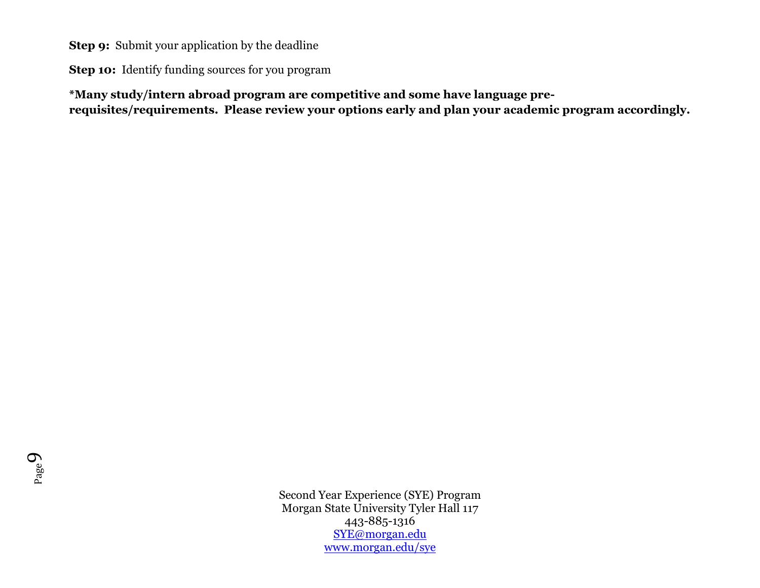**Step 9:** Submit your application by the deadline

**Step 10:** Identify funding sources for you program

***Many study/intern abroad program are competitive and some have language pre-requisites/requirements. Please review your options early and plan your academic program accordingly.**

Second Year Experience (SYE) Program
Morgan State University Tyler Hall 117
443-885-1316
SYE@morgan.edu
www.morgan.edu/sye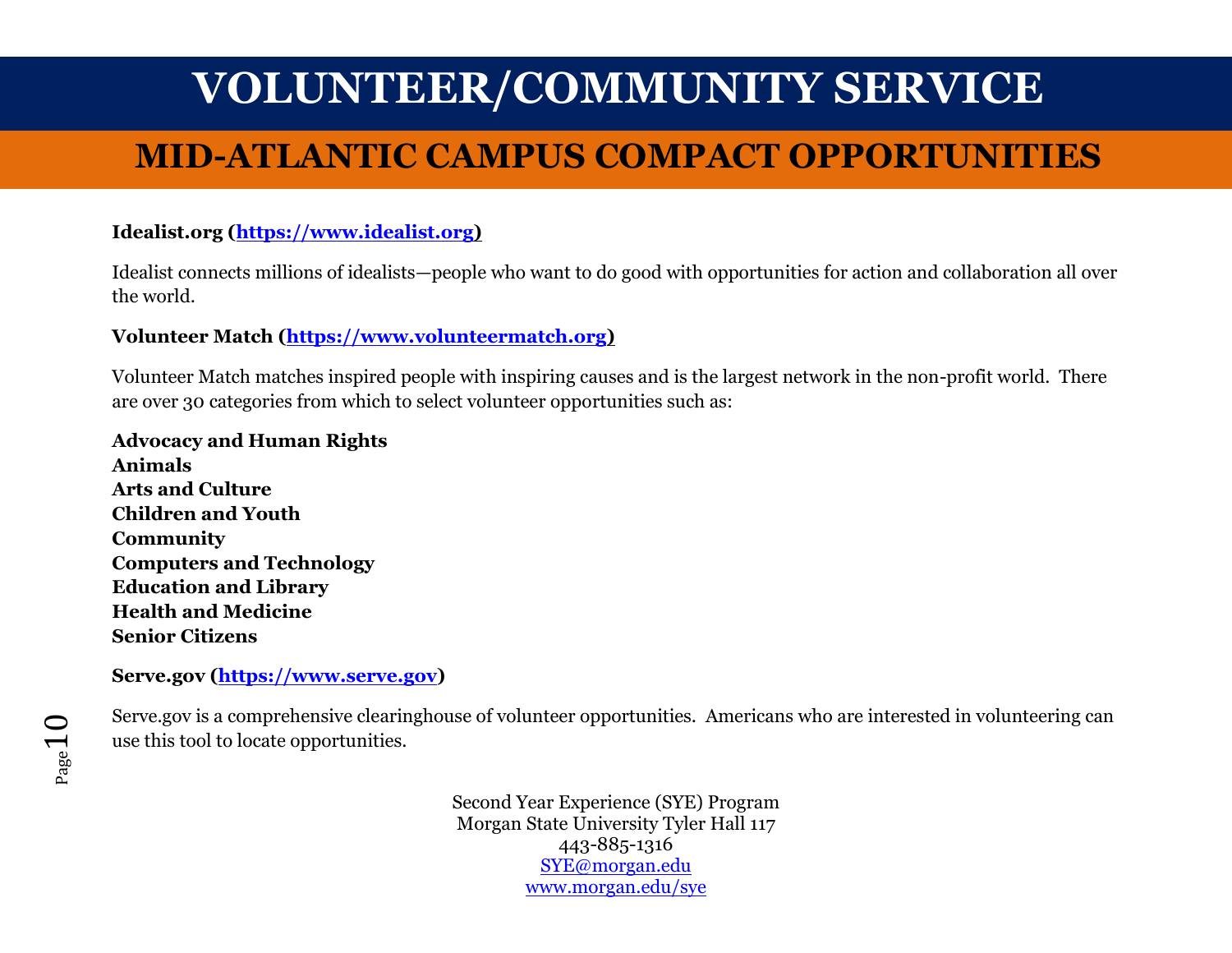# VOLUNTEER/COMMUNITY SERVICE

## MID-ATLANTIC CAMPUS COMPACT OPPORTUNITIES

**Idealist.org ([https://www.idealist.org](https://www.idealist.org))**

Idealist connects millions of idealists—people who want to do good with opportunities for action and collaboration all over the world.

**Volunteer Match ([https://www.volunteermatch.org](https://www.volunteermatch.org))**

Volunteer Match matches inspired people with inspiring causes and is the largest network in the non-profit world. There are over 30 categories from which to select volunteer opportunities such as:

**Advocacy and Human Rights**
**Animals**
**Arts and Culture**
**Children and Youth**
**Community**
**Computers and Technology**
**Education and Library**
**Health and Medicine**
**Senior Citizens**

**Serve.gov ([https://www.serve.gov](https://www.serve.gov))**

Serve.gov is a comprehensive clearinghouse of volunteer opportunities. Americans who are interested in volunteering can use this tool to locate opportunities.

Second Year Experience (SYE) Program
Morgan State University Tyler Hall 117
443-885-1316
[SYE@morgan.edu](mailto:SYE@morgan.edu)
[www.morgan.edu/sye](http://www.morgan.edu/sye)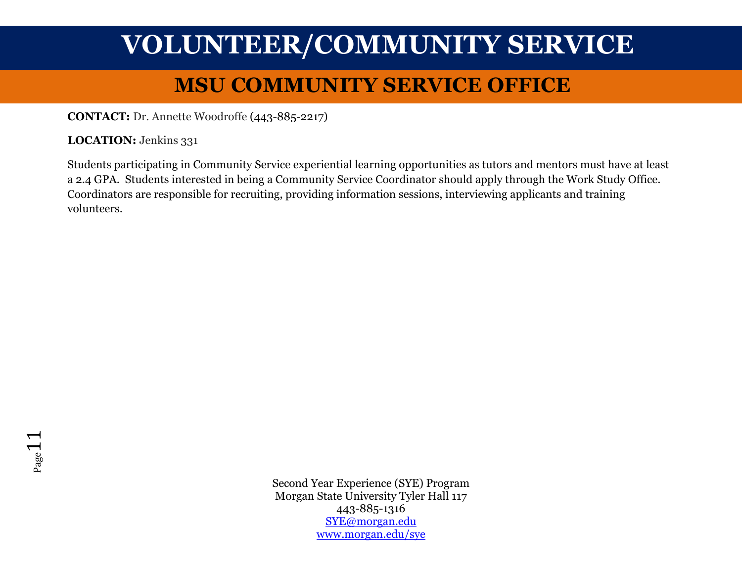# VOLUNTEER/COMMUNITY SERVICE

## MSU COMMUNITY SERVICE OFFICE

**CONTACT:** Dr. Annette Woodroffe (443-885-2217)

**LOCATION:** Jenkins 331

Students participating in Community Service experiential learning opportunities as tutors and mentors must have at least a 2.4 GPA. Students interested in being a Community Service Coordinator should apply through the Work Study Office. Coordinators are responsible for recruiting, providing information sessions, interviewing applicants and training volunteers.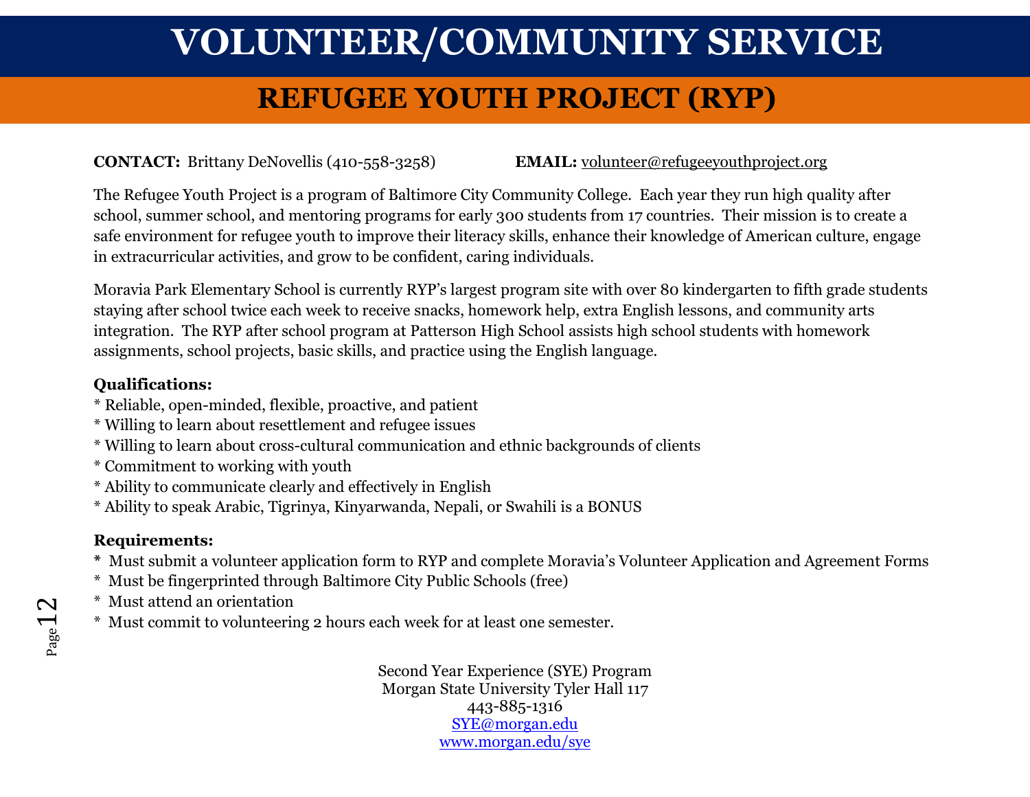# VOLUNTEER/COMMUNITY SERVICE

## REFUGEE YOUTH PROJECT (RYP)

**CONTACT:** Brittany DeNovellis (410-558-3258) **EMAIL:** volunteer@refugeeyouthproject.org

The Refugee Youth Project is a program of Baltimore City Community College. Each year they run high quality after school, summer school, and mentoring programs for early 300 students from 17 countries. Their mission is to create a safe environment for refugee youth to improve their literacy skills, enhance their knowledge of American culture, engage in extracurricular activities, and grow to be confident, caring individuals.

Moravia Park Elementary School is currently RYP's largest program site with over 80 kindergarten to fifth grade students staying after school twice each week to receive snacks, homework help, extra English lessons, and community arts integration. The RYP after school program at Patterson High School assists high school students with homework assignments, school projects, basic skills, and practice using the English language.

**Qualifications:**

* Reliable, open-minded, flexible, proactive, and patient
* Willing to learn about resettlement and refugee issues
* Willing to learn about cross-cultural communication and ethnic backgrounds of clients
* Commitment to working with youth
* Ability to communicate clearly and effectively in English
* Ability to speak Arabic, Tigrinya, Kinyarwanda, Nepali, or Swahili is a BONUS

**Requirements:**

* Must submit a volunteer application form to RYP and complete Moravia's Volunteer Application and Agreement Forms
* Must be fingerprinted through Baltimore City Public Schools (free)
* Must attend an orientation
* Must commit to volunteering 2 hours each week for at least one semester.

Second Year Experience (SYE) Program
Morgan State University Tyler Hall 117
443-885-1316
SYE@morgan.edu
www.morgan.edu/sye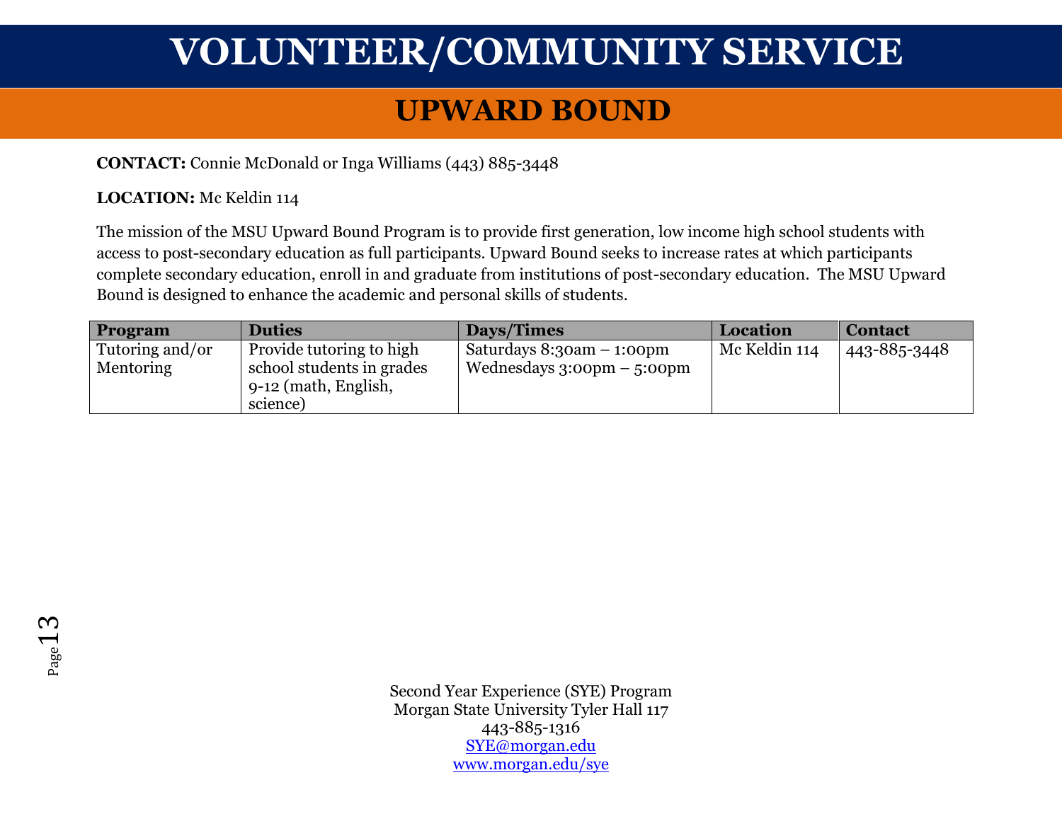# VOLUNTEER/COMMUNITY SERVICE

## UPWARD BOUND

**CONTACT:** Connie McDonald or Inga Williams (443) 885-3448

**LOCATION:** Mc Keldin 114

The mission of the MSU Upward Bound Program is to provide first generation, low income high school students with access to post-secondary education as full participants. Upward Bound seeks to increase rates at which participants complete secondary education, enroll in and graduate from institutions of post-secondary education. The MSU Upward Bound is designed to enhance the academic and personal skills of students.

| Program | Duties | Days/Times | Location | Contact |
|---|---|---|---|---|
| Tutoring and/or Mentoring | Provide tutoring to high school students in grades 9-12 (math, English, science) | Saturdays 8:30am – 1:00pm<br>Wednesdays 3:00pm – 5:00pm | Mc Keldin 114 | 443-885-3448 |

Second Year Experience (SYE) Program
Morgan State University Tyler Hall 117
443-885-1316
SYE@morgan.edu
www.morgan.edu/sye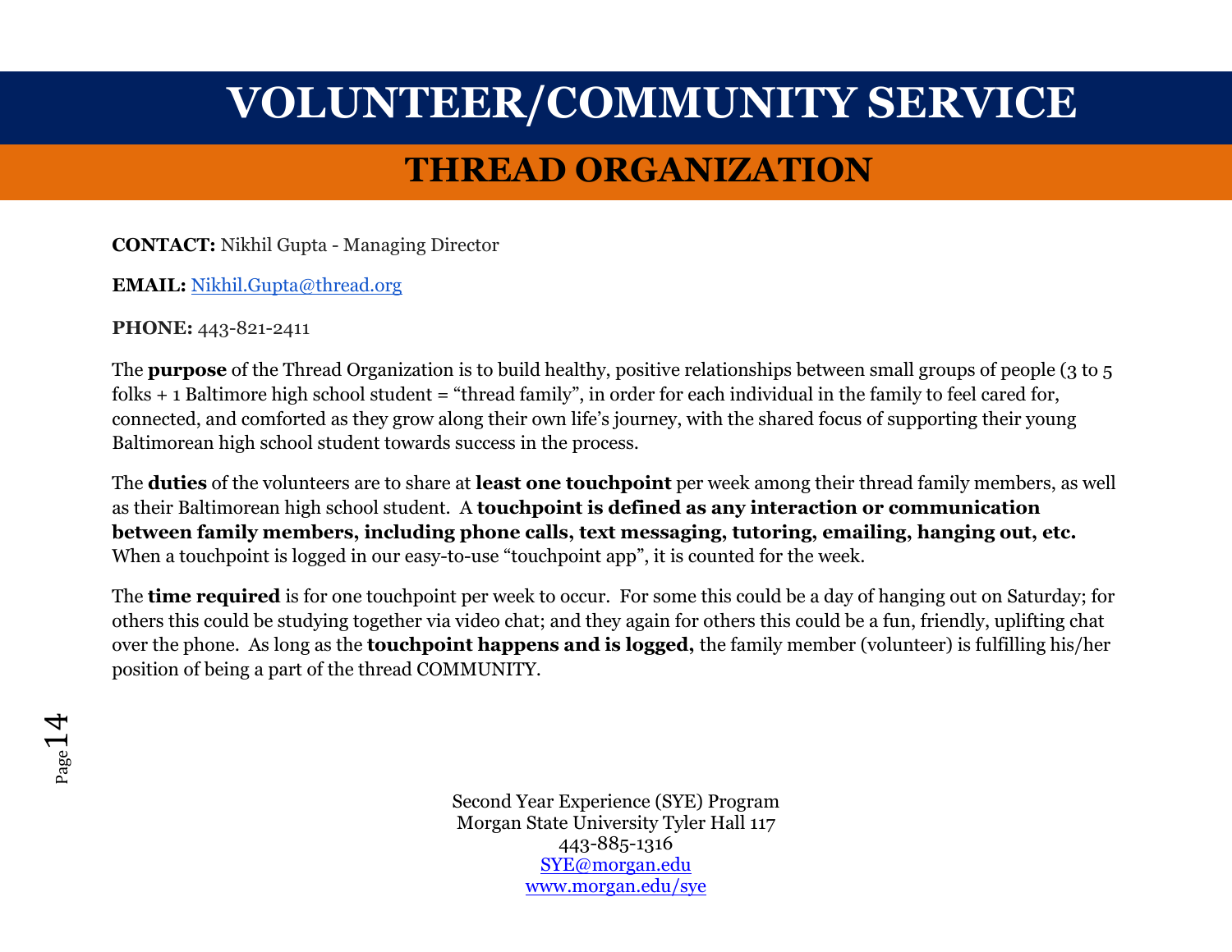# VOLUNTEER/COMMUNITY SERVICE

## THREAD ORGANIZATION

**CONTACT:** Nikhil Gupta - Managing Director

**EMAIL:** Nikhil.Gupta@thread.org

**PHONE:** 443-821-2411

The **purpose** of the Thread Organization is to build healthy, positive relationships between small groups of people (3 to 5 folks + 1 Baltimore high school student = "thread family", in order for each individual in the family to feel cared for, connected, and comforted as they grow along their own life's journey, with the shared focus of supporting their young Baltimorean high school student towards success in the process.

The **duties** of the volunteers are to share at **least one touchpoint** per week among their thread family members, as well as their Baltimorean high school student. A **touchpoint is defined as any interaction or communication between family members, including phone calls, text messaging, tutoring, emailing, hanging out, etc.** When a touchpoint is logged in our easy-to-use "touchpoint app", it is counted for the week.

The **time required** is for one touchpoint per week to occur. For some this could be a day of hanging out on Saturday; for others this could be studying together via video chat; and they again for others this could be a fun, friendly, uplifting chat over the phone. As long as the **touchpoint happens and is logged,** the family member (volunteer) is fulfilling his/her position of being a part of the thread COMMUNITY.

Second Year Experience (SYE) Program
Morgan State University Tyler Hall 117
443-885-1316
SYE@morgan.edu
www.morgan.edu/sye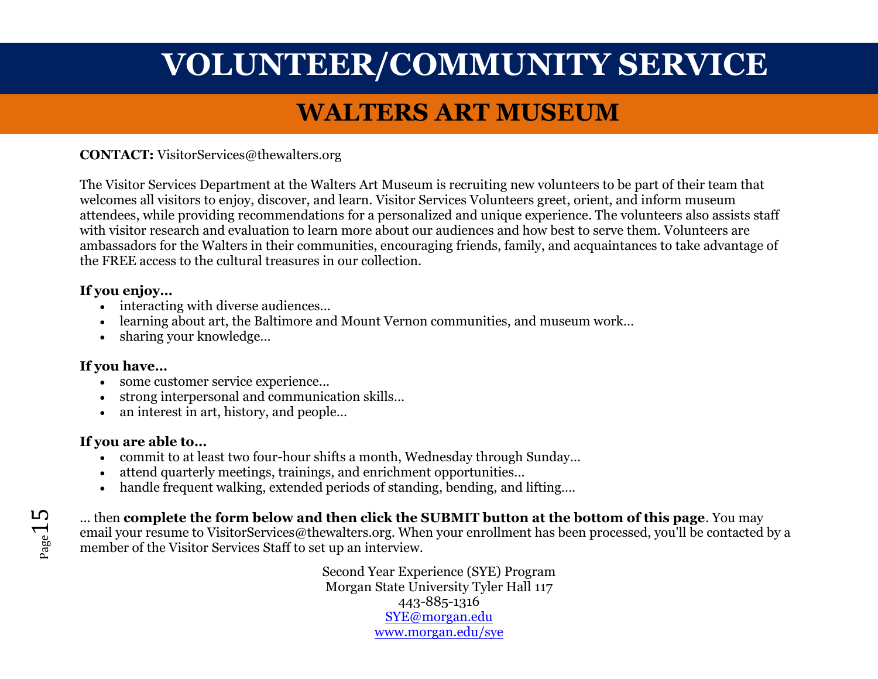# VOLUNTEER/COMMUNITY SERVICE

## WALTERS ART MUSEUM

**CONTACT:** VisitorServices@thewalters.org

The Visitor Services Department at the Walters Art Museum is recruiting new volunteers to be part of their team that welcomes all visitors to enjoy, discover, and learn. Visitor Services Volunteers greet, orient, and inform museum attendees, while providing recommendations for a personalized and unique experience. The volunteers also assists staff with visitor research and evaluation to learn more about our audiences and how best to serve them. Volunteers are ambassadors for the Walters in their communities, encouraging friends, family, and acquaintances to take advantage of the FREE access to the cultural treasures in our collection.

**If you enjoy…**

- interacting with diverse audiences…
- learning about art, the Baltimore and Mount Vernon communities, and museum work…
- sharing your knowledge…

**If you have…**

- some customer service experience…
- strong interpersonal and communication skills…
- an interest in art, history, and people…

**If you are able to…**

- commit to at least two four-hour shifts a month, Wednesday through Sunday…
- attend quarterly meetings, trainings, and enrichment opportunities…
- handle frequent walking, extended periods of standing, bending, and lifting….

… then **complete the form below and then click the SUBMIT button at the bottom of this page**. You may email your resume to VisitorServices@thewalters.org. When your enrollment has been processed, you'll be contacted by a member of the Visitor Services Staff to set up an interview.

Second Year Experience (SYE) Program
Morgan State University Tyler Hall 117
443-885-1316
[SYE@morgan.edu](mailto:SYE@morgan.edu)
[www.morgan.edu/sye](http://www.morgan.edu/sye)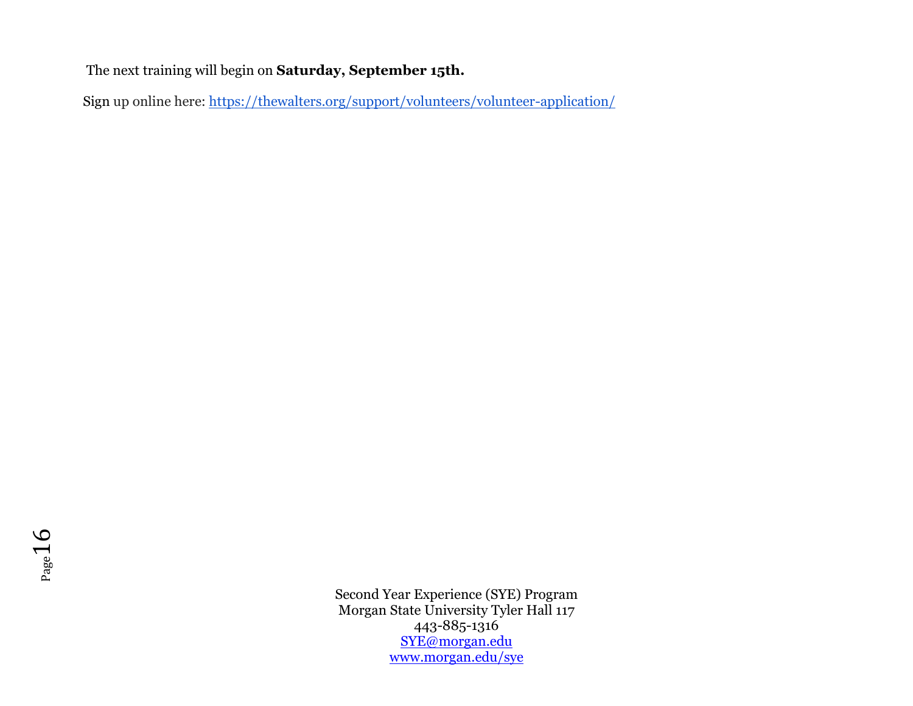The next training will begin on **Saturday, September 15th.**

Sign up online here: https://thewalters.org/support/volunteers/volunteer-application/

Second Year Experience (SYE) Program
Morgan State University Tyler Hall 117
443-885-1316
SYE@morgan.edu
www.morgan.edu/sye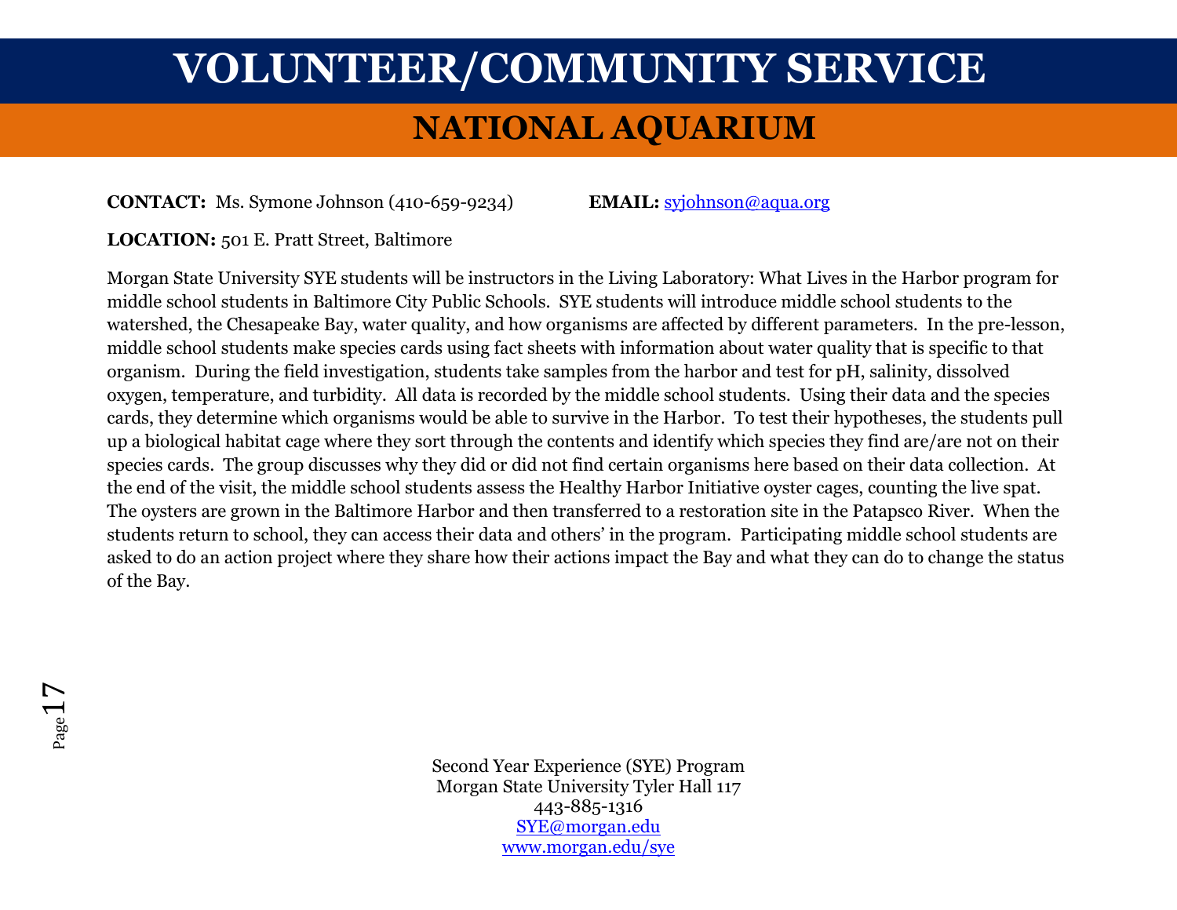# VOLUNTEER/COMMUNITY SERVICE

## NATIONAL AQUARIUM

**CONTACT:** Ms. Symone Johnson (410-659-9234) **EMAIL:** syjohnson@aqua.org

**LOCATION:** 501 E. Pratt Street, Baltimore

Morgan State University SYE students will be instructors in the Living Laboratory: What Lives in the Harbor program for middle school students in Baltimore City Public Schools. SYE students will introduce middle school students to the watershed, the Chesapeake Bay, water quality, and how organisms are affected by different parameters. In the pre-lesson, middle school students make species cards using fact sheets with information about water quality that is specific to that organism. During the field investigation, students take samples from the harbor and test for pH, salinity, dissolved oxygen, temperature, and turbidity. All data is recorded by the middle school students. Using their data and the species cards, they determine which organisms would be able to survive in the Harbor. To test their hypotheses, the students pull up a biological habitat cage where they sort through the contents and identify which species they find are/are not on their species cards. The group discusses why they did or did not find certain organisms here based on their data collection. At the end of the visit, the middle school students assess the Healthy Harbor Initiative oyster cages, counting the live spat. The oysters are grown in the Baltimore Harbor and then transferred to a restoration site in the Patapsco River. When the students return to school, they can access their data and others' in the program. Participating middle school students are asked to do an action project where they share how their actions impact the Bay and what they can do to change the status of the Bay.

Second Year Experience (SYE) Program
Morgan State University Tyler Hall 117
443-885-1316
SYE@morgan.edu
www.morgan.edu/sye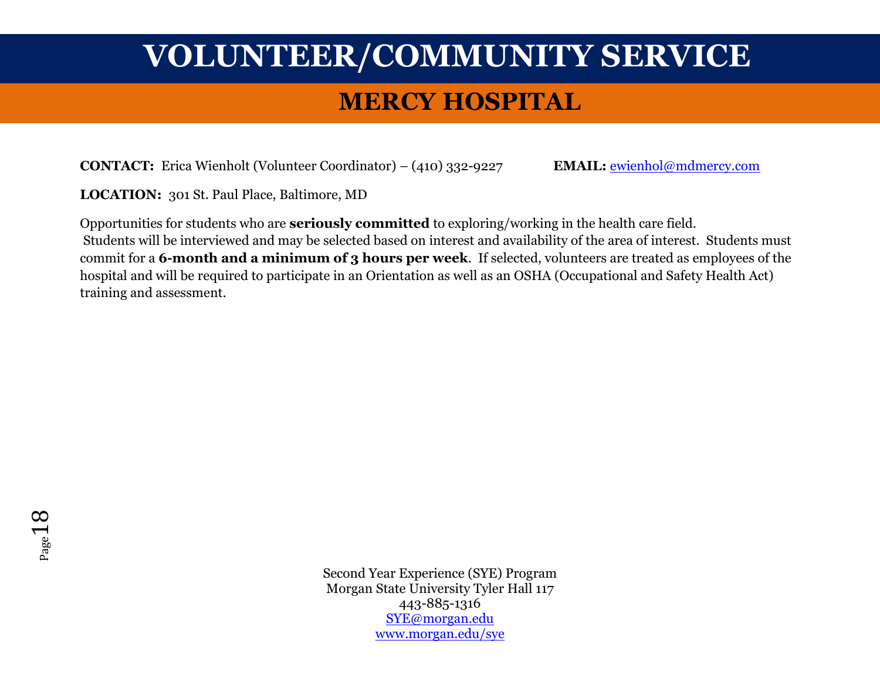# VOLUNTEER/COMMUNITY SERVICE

## MERCY HOSPITAL

**CONTACT:** Erica Wienholt (Volunteer Coordinator) – (410) 332-9227 **EMAIL:** ewienhol@mdmercy.com

**LOCATION:** 301 St. Paul Place, Baltimore, MD

Opportunities for students who are **seriously committed** to exploring/working in the health care field. Students will be interviewed and may be selected based on interest and availability of the area of interest. Students must commit for a **6-month and a minimum of 3 hours per week**. If selected, volunteers are treated as employees of the hospital and will be required to participate in an Orientation as well as an OSHA (Occupational and Safety Health Act) training and assessment.

Second Year Experience (SYE) Program
Morgan State University Tyler Hall 117
443-885-1316
SYE@morgan.edu
www.morgan.edu/sye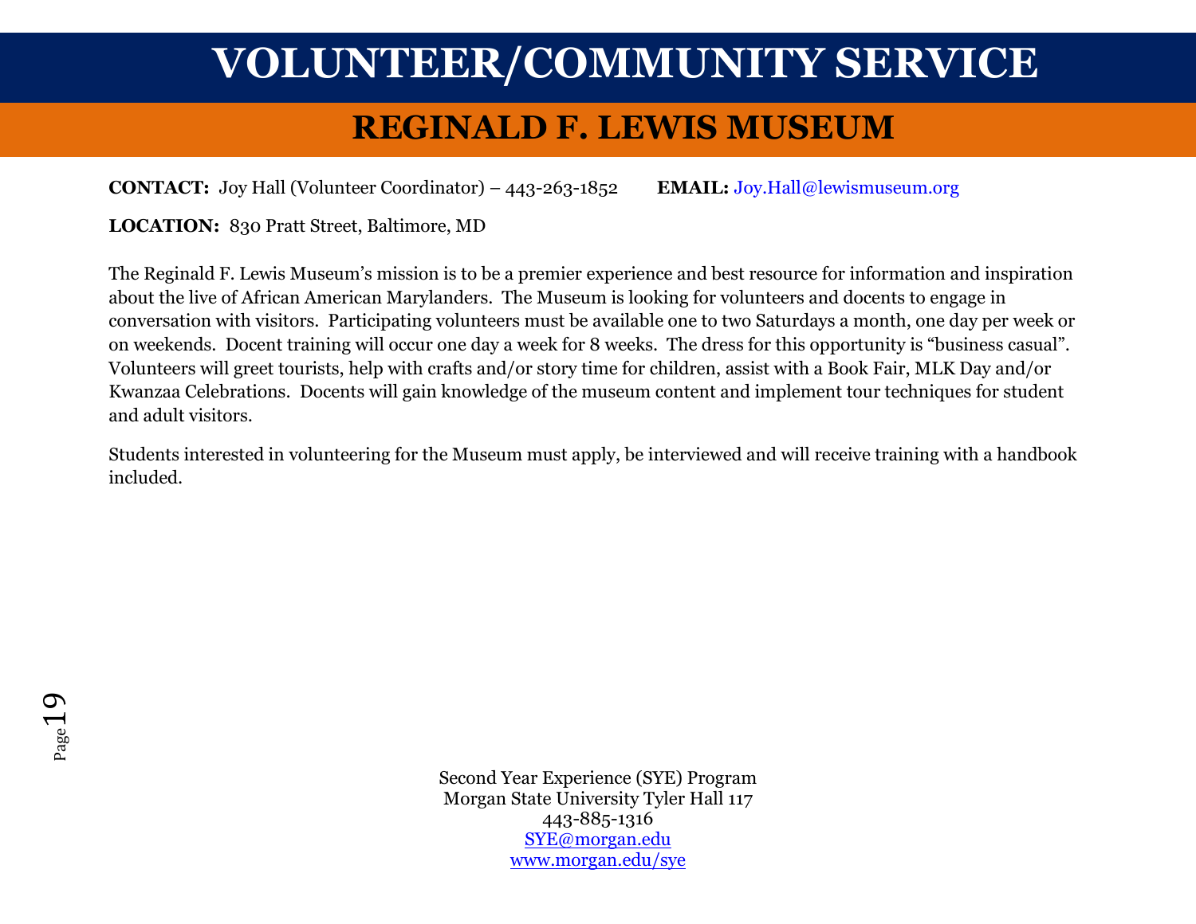# VOLUNTEER/COMMUNITY SERVICE

## REGINALD F. LEWIS MUSEUM

**CONTACT:** Joy Hall (Volunteer Coordinator) – 443-263-1852 **EMAIL:** Joy.Hall@lewismuseum.org

**LOCATION:** 830 Pratt Street, Baltimore, MD

The Reginald F. Lewis Museum's mission is to be a premier experience and best resource for information and inspiration about the live of African American Marylanders. The Museum is looking for volunteers and docents to engage in conversation with visitors. Participating volunteers must be available one to two Saturdays a month, one day per week or on weekends. Docent training will occur one day a week for 8 weeks. The dress for this opportunity is "business casual". Volunteers will greet tourists, help with crafts and/or story time for children, assist with a Book Fair, MLK Day and/or Kwanzaa Celebrations. Docents will gain knowledge of the museum content and implement tour techniques for student and adult visitors.

Students interested in volunteering for the Museum must apply, be interviewed and will receive training with a handbook included.

Second Year Experience (SYE) Program
Morgan State University Tyler Hall 117
443-885-1316
SYE@morgan.edu
www.morgan.edu/sye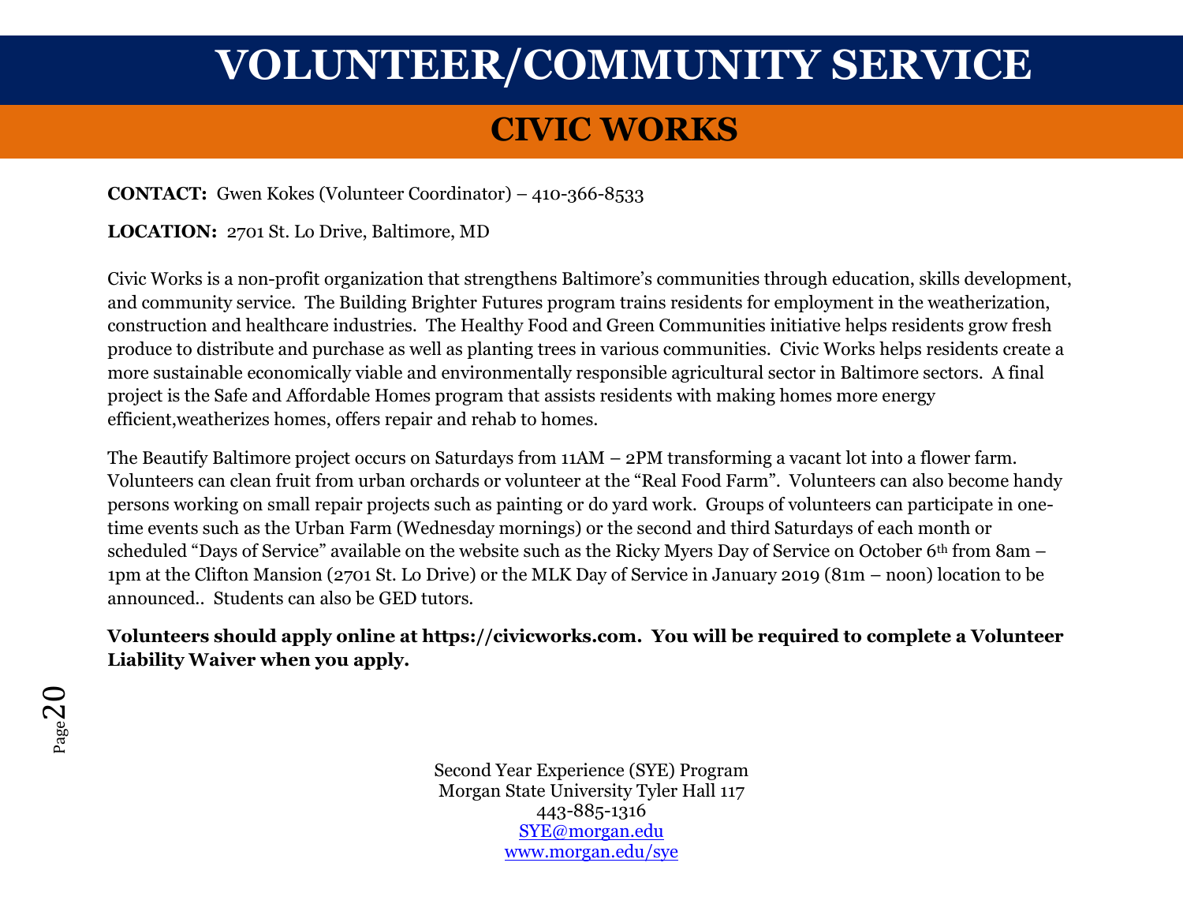# VOLUNTEER/COMMUNITY SERVICE

## CIVIC WORKS

**CONTACT:** Gwen Kokes (Volunteer Coordinator) – 410-366-8533

**LOCATION:** 2701 St. Lo Drive, Baltimore, MD

Civic Works is a non-profit organization that strengthens Baltimore's communities through education, skills development, and community service. The Building Brighter Futures program trains residents for employment in the weatherization, construction and healthcare industries. The Healthy Food and Green Communities initiative helps residents grow fresh produce to distribute and purchase as well as planting trees in various communities. Civic Works helps residents create a more sustainable economically viable and environmentally responsible agricultural sector in Baltimore sectors. A final project is the Safe and Affordable Homes program that assists residents with making homes more energy efficient,weatherizes homes, offers repair and rehab to homes.

The Beautify Baltimore project occurs on Saturdays from 11AM – 2PM transforming a vacant lot into a flower farm. Volunteers can clean fruit from urban orchards or volunteer at the "Real Food Farm". Volunteers can also become handy persons working on small repair projects such as painting or do yard work. Groups of volunteers can participate in one-time events such as the Urban Farm (Wednesday mornings) or the second and third Saturdays of each month or scheduled "Days of Service" available on the website such as the Ricky Myers Day of Service on October 6th from 8am – 1pm at the Clifton Mansion (2701 St. Lo Drive) or the MLK Day of Service in January 2019 (81m – noon) location to be announced.. Students can also be GED tutors.

**Volunteers should apply online at https://civicworks.com. You will be required to complete a Volunteer Liability Waiver when you apply.**

Second Year Experience (SYE) Program
Morgan State University Tyler Hall 117
443-885-1316
SYE@morgan.edu
www.morgan.edu/sye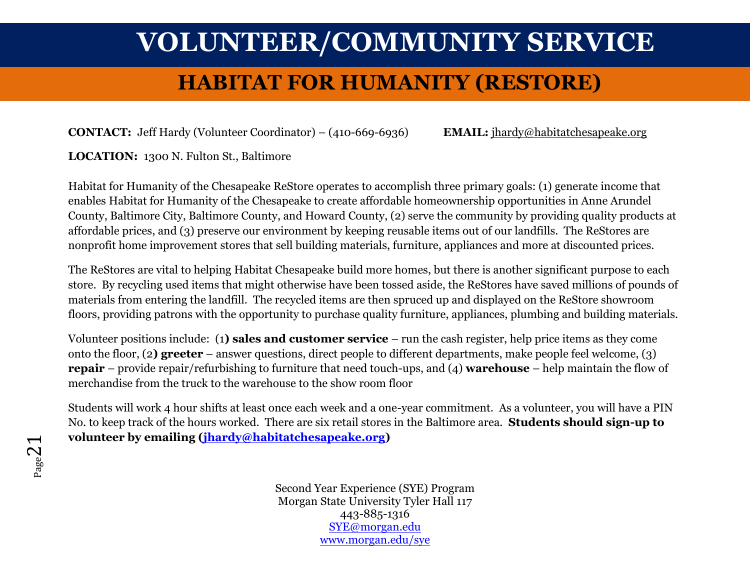# VOLUNTEER/COMMUNITY SERVICE

## HABITAT FOR HUMANITY (RESTORE)

**CONTACT:** Jeff Hardy (Volunteer Coordinator) – (410-669-6936) **EMAIL:** jhardy@habitatchesapeake.org

**LOCATION:** 1300 N. Fulton St., Baltimore

Habitat for Humanity of the Chesapeake ReStore operates to accomplish three primary goals: (1) generate income that enables Habitat for Humanity of the Chesapeake to create affordable homeownership opportunities in Anne Arundel County, Baltimore City, Baltimore County, and Howard County, (2) serve the community by providing quality products at affordable prices, and (3) preserve our environment by keeping reusable items out of our landfills. The ReStores are nonprofit home improvement stores that sell building materials, furniture, appliances and more at discounted prices.

The ReStores are vital to helping Habitat Chesapeake build more homes, but there is another significant purpose to each store. By recycling used items that might otherwise have been tossed aside, the ReStores have saved millions of pounds of materials from entering the landfill. The recycled items are then spruced up and displayed on the ReStore showroom floors, providing patrons with the opportunity to purchase quality furniture, appliances, plumbing and building materials.

Volunteer positions include: (1**) sales and customer service** – run the cash register, help price items as they come onto the floor, (2**) greeter** – answer questions, direct people to different departments, make people feel welcome, (3) **repair** – provide repair/refurbishing to furniture that need touch-ups, and (4) **warehouse** – help maintain the flow of merchandise from the truck to the warehouse to the show room floor

Students will work 4 hour shifts at least once each week and a one-year commitment. As a volunteer, you will have a PIN No. to keep track of the hours worked. There are six retail stores in the Baltimore area. **Students should sign-up to volunteer by emailing (jhardy@habitatchesapeake.org)**

Second Year Experience (SYE) Program
Morgan State University Tyler Hall 117
443-885-1316
SYE@morgan.edu
www.morgan.edu/sye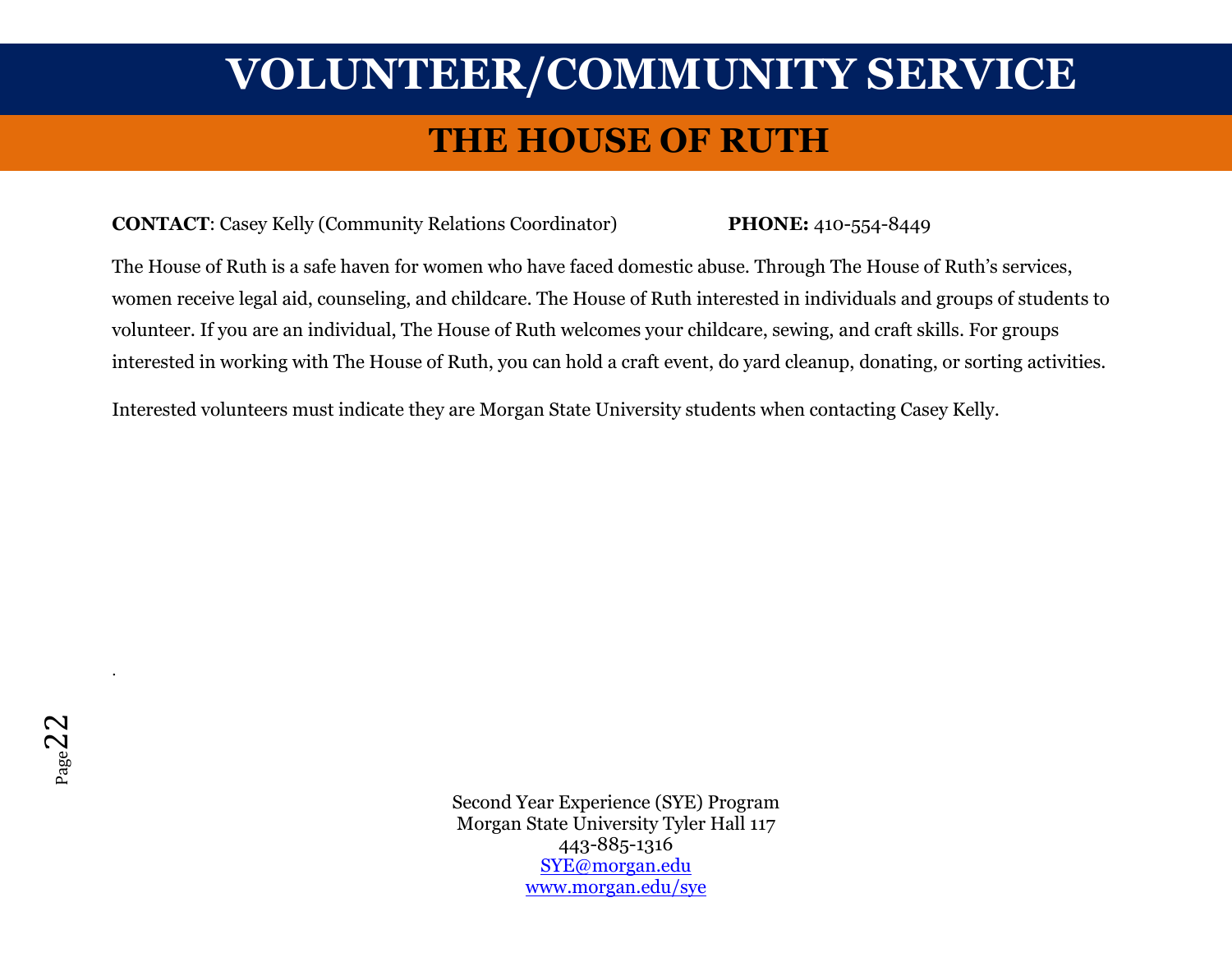# VOLUNTEER/COMMUNITY SERVICE

## THE HOUSE OF RUTH

**CONTACT**: Casey Kelly (Community Relations Coordinator) **PHONE:** 410-554-8449

The House of Ruth is a safe haven for women who have faced domestic abuse. Through The House of Ruth's services, women receive legal aid, counseling, and childcare. The House of Ruth interested in individuals and groups of students to volunteer. If you are an individual, The House of Ruth welcomes your childcare, sewing, and craft skills. For groups interested in working with The House of Ruth, you can hold a craft event, do yard cleanup, donating, or sorting activities.

Interested volunteers must indicate they are Morgan State University students when contacting Casey Kelly.

.

Second Year Experience (SYE) Program
Morgan State University Tyler Hall 117
443-885-1316
SYE@morgan.edu
www.morgan.edu/sye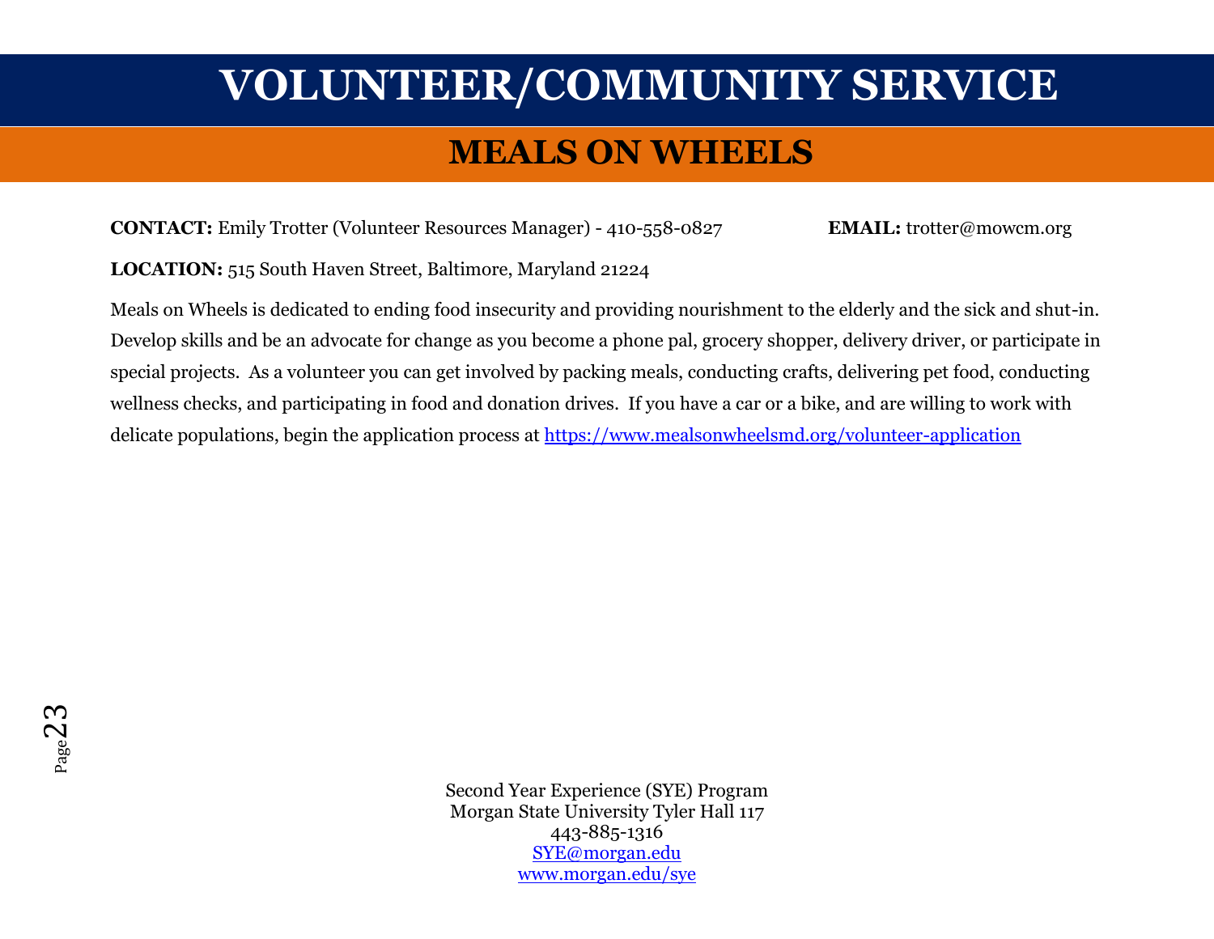# VOLUNTEER/COMMUNITY SERVICE

## MEALS ON WHEELS

**CONTACT:** Emily Trotter (Volunteer Resources Manager) - 410-558-0827 **EMAIL:** trotter@mowcm.org

**LOCATION:** 515 South Haven Street, Baltimore, Maryland 21224

Meals on Wheels is dedicated to ending food insecurity and providing nourishment to the elderly and the sick and shut-in. Develop skills and be an advocate for change as you become a phone pal, grocery shopper, delivery driver, or participate in special projects. As a volunteer you can get involved by packing meals, conducting crafts, delivering pet food, conducting wellness checks, and participating in food and donation drives. If you have a car or a bike, and are willing to work with delicate populations, begin the application process at https://www.mealsonwheelsmd.org/volunteer-application

Second Year Experience (SYE) Program
Morgan State University Tyler Hall 117
443-885-1316
SYE@morgan.edu
www.morgan.edu/sye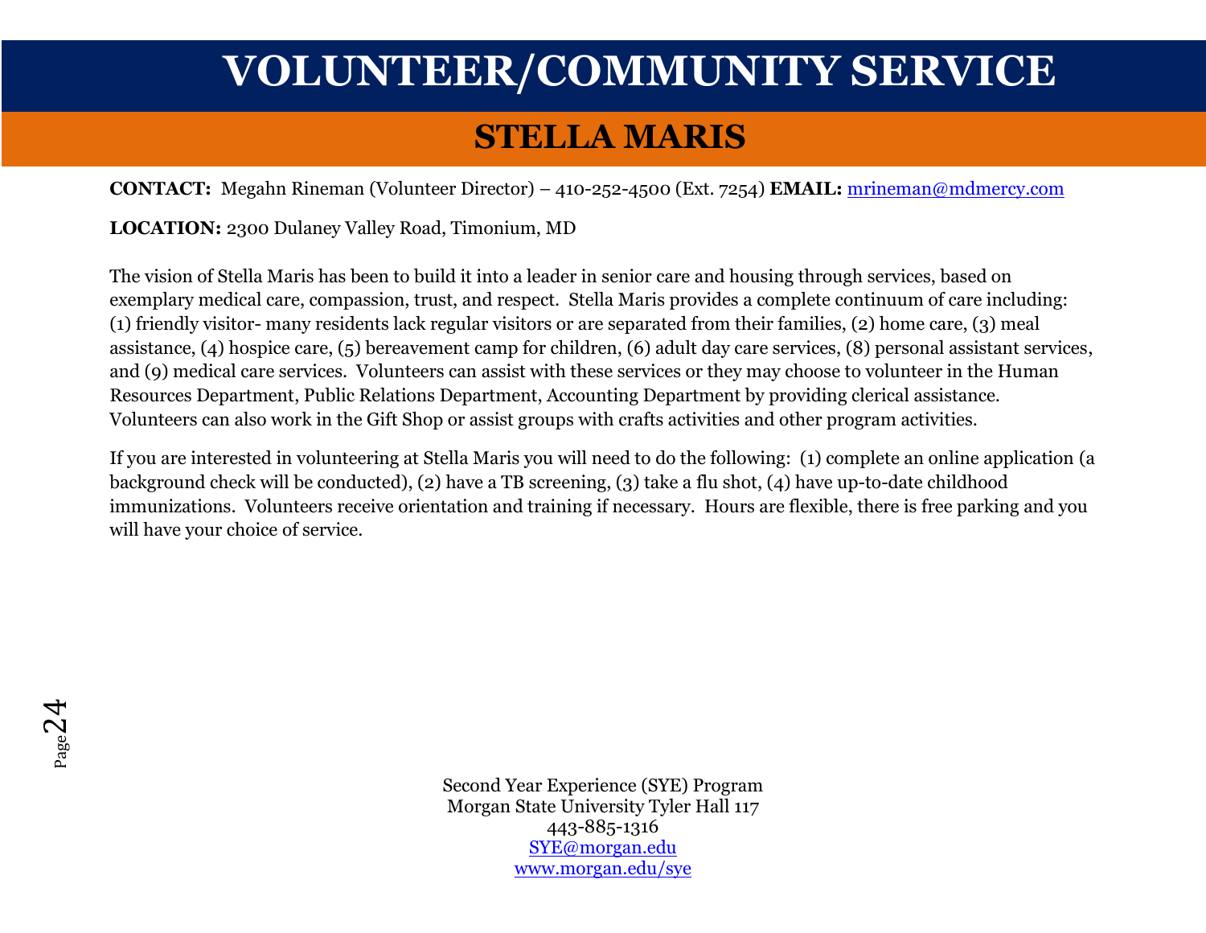# VOLUNTEER/COMMUNITY SERVICE

## STELLA MARIS

**CONTACT:** Megahn Rineman (Volunteer Director) – 410-252-4500 (Ext. 7254) **EMAIL:** mrineman@mdmercy.com

**LOCATION:** 2300 Dulaney Valley Road, Timonium, MD

The vision of Stella Maris has been to build it into a leader in senior care and housing through services, based on exemplary medical care, compassion, trust, and respect. Stella Maris provides a complete continuum of care including: (1) friendly visitor- many residents lack regular visitors or are separated from their families, (2) home care, (3) meal assistance, (4) hospice care, (5) bereavement camp for children, (6) adult day care services, (8) personal assistant services, and (9) medical care services. Volunteers can assist with these services or they may choose to volunteer in the Human Resources Department, Public Relations Department, Accounting Department by providing clerical assistance. Volunteers can also work in the Gift Shop or assist groups with crafts activities and other program activities.

If you are interested in volunteering at Stella Maris you will need to do the following: (1) complete an online application (a background check will be conducted), (2) have a TB screening, (3) take a flu shot, (4) have up-to-date childhood immunizations. Volunteers receive orientation and training if necessary. Hours are flexible, there is free parking and you will have your choice of service.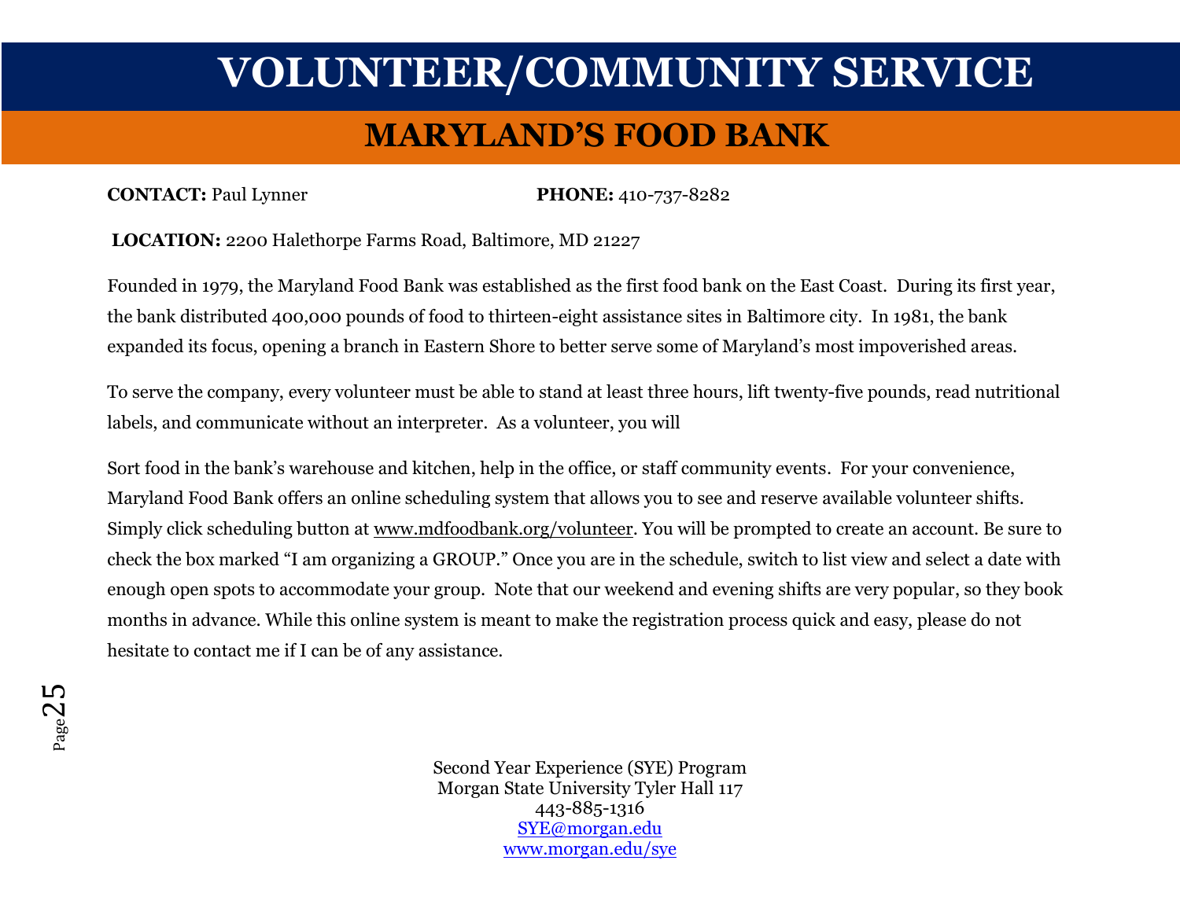# VOLUNTEER/COMMUNITY SERVICE

## MARYLAND'S FOOD BANK

**CONTACT:** Paul Lynner **PHONE:** 410-737-8282

**LOCATION:** 2200 Halethorpe Farms Road, Baltimore, MD 21227

Founded in 1979, the Maryland Food Bank was established as the first food bank on the East Coast. During its first year, the bank distributed 400,000 pounds of food to thirteen-eight assistance sites in Baltimore city. In 1981, the bank expanded its focus, opening a branch in Eastern Shore to better serve some of Maryland's most impoverished areas.

To serve the company, every volunteer must be able to stand at least three hours, lift twenty-five pounds, read nutritional labels, and communicate without an interpreter. As a volunteer, you will

Sort food in the bank's warehouse and kitchen, help in the office, or staff community events. For your convenience, Maryland Food Bank offers an online scheduling system that allows you to see and reserve available volunteer shifts. Simply click scheduling button at www.mdfoodbank.org/volunteer. You will be prompted to create an account. Be sure to check the box marked "I am organizing a GROUP." Once you are in the schedule, switch to list view and select a date with enough open spots to accommodate your group. Note that our weekend and evening shifts are very popular, so they book months in advance. While this online system is meant to make the registration process quick and easy, please do not hesitate to contact me if I can be of any assistance.

Second Year Experience (SYE) Program
Morgan State University Tyler Hall 117
443-885-1316
SYE@morgan.edu
www.morgan.edu/sye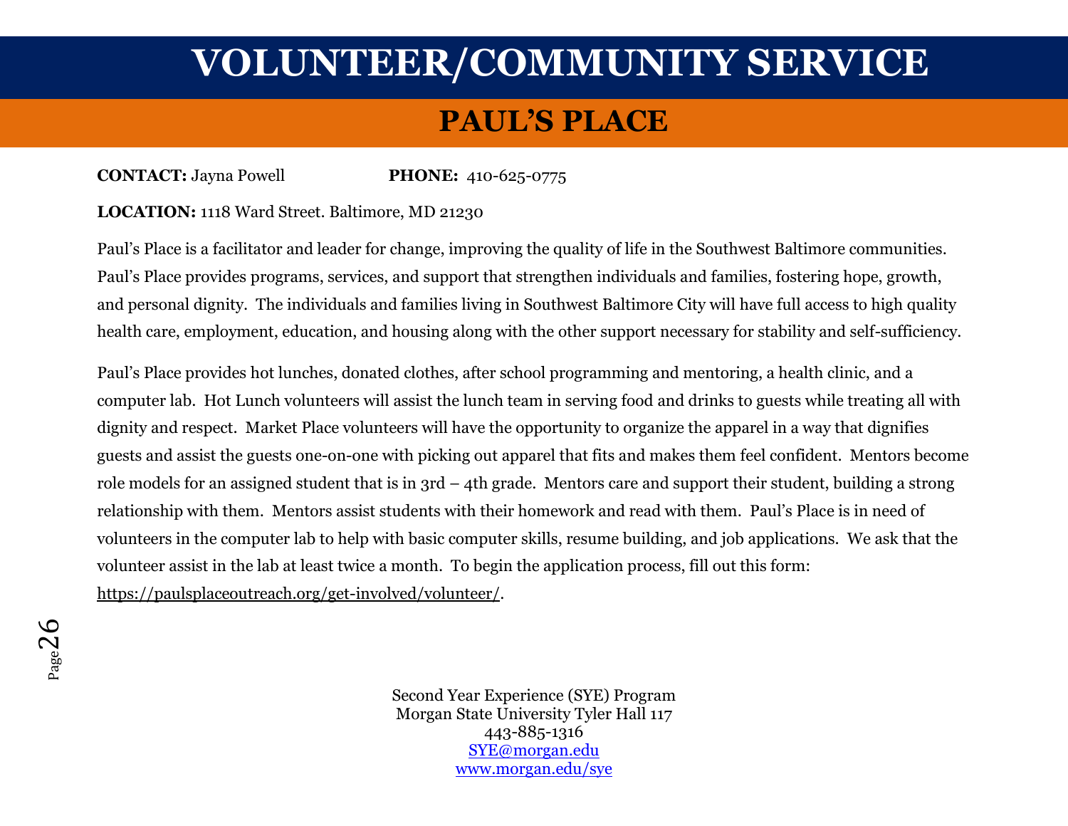# VOLUNTEER/COMMUNITY SERVICE

## PAUL'S PLACE

**CONTACT:** Jayna Powell **PHONE:** 410-625-0775

**LOCATION:** 1118 Ward Street. Baltimore, MD 21230

Paul's Place is a facilitator and leader for change, improving the quality of life in the Southwest Baltimore communities. Paul's Place provides programs, services, and support that strengthen individuals and families, fostering hope, growth, and personal dignity. The individuals and families living in Southwest Baltimore City will have full access to high quality health care, employment, education, and housing along with the other support necessary for stability and self-sufficiency.

Paul's Place provides hot lunches, donated clothes, after school programming and mentoring, a health clinic, and a computer lab. Hot Lunch volunteers will assist the lunch team in serving food and drinks to guests while treating all with dignity and respect. Market Place volunteers will have the opportunity to organize the apparel in a way that dignifies guests and assist the guests one-on-one with picking out apparel that fits and makes them feel confident. Mentors become role models for an assigned student that is in 3rd – 4th grade. Mentors care and support their student, building a strong relationship with them. Mentors assist students with their homework and read with them. Paul's Place is in need of volunteers in the computer lab to help with basic computer skills, resume building, and job applications. We ask that the volunteer assist in the lab at least twice a month. To begin the application process, fill out this form: https://paulsplaceoutreach.org/get-involved/volunteer/.

Second Year Experience (SYE) Program
Morgan State University Tyler Hall 117
443-885-1316
SYE@morgan.edu
www.morgan.edu/sye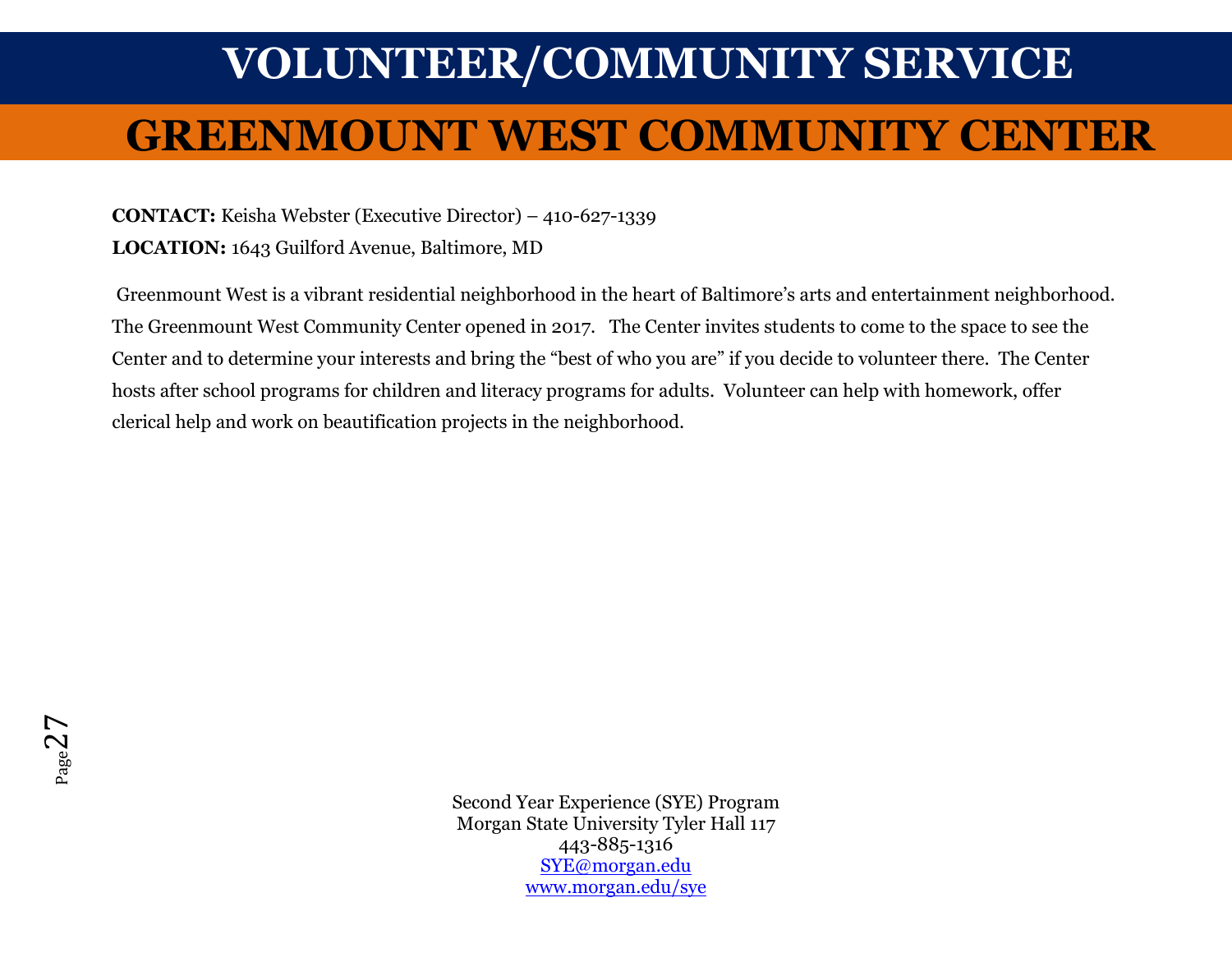# VOLUNTEER/COMMUNITY SERVICE

## GREENMOUNT WEST COMMUNITY CENTER

**CONTACT:** Keisha Webster (Executive Director) – 410-627-1339

**LOCATION:** 1643 Guilford Avenue, Baltimore, MD

Greenmount West is a vibrant residential neighborhood in the heart of Baltimore's arts and entertainment neighborhood. The Greenmount West Community Center opened in 2017. The Center invites students to come to the space to see the Center and to determine your interests and bring the "best of who you are" if you decide to volunteer there. The Center hosts after school programs for children and literacy programs for adults. Volunteer can help with homework, offer clerical help and work on beautification projects in the neighborhood.

Second Year Experience (SYE) Program
Morgan State University Tyler Hall 117
443-885-1316
SYE@morgan.edu
www.morgan.edu/sye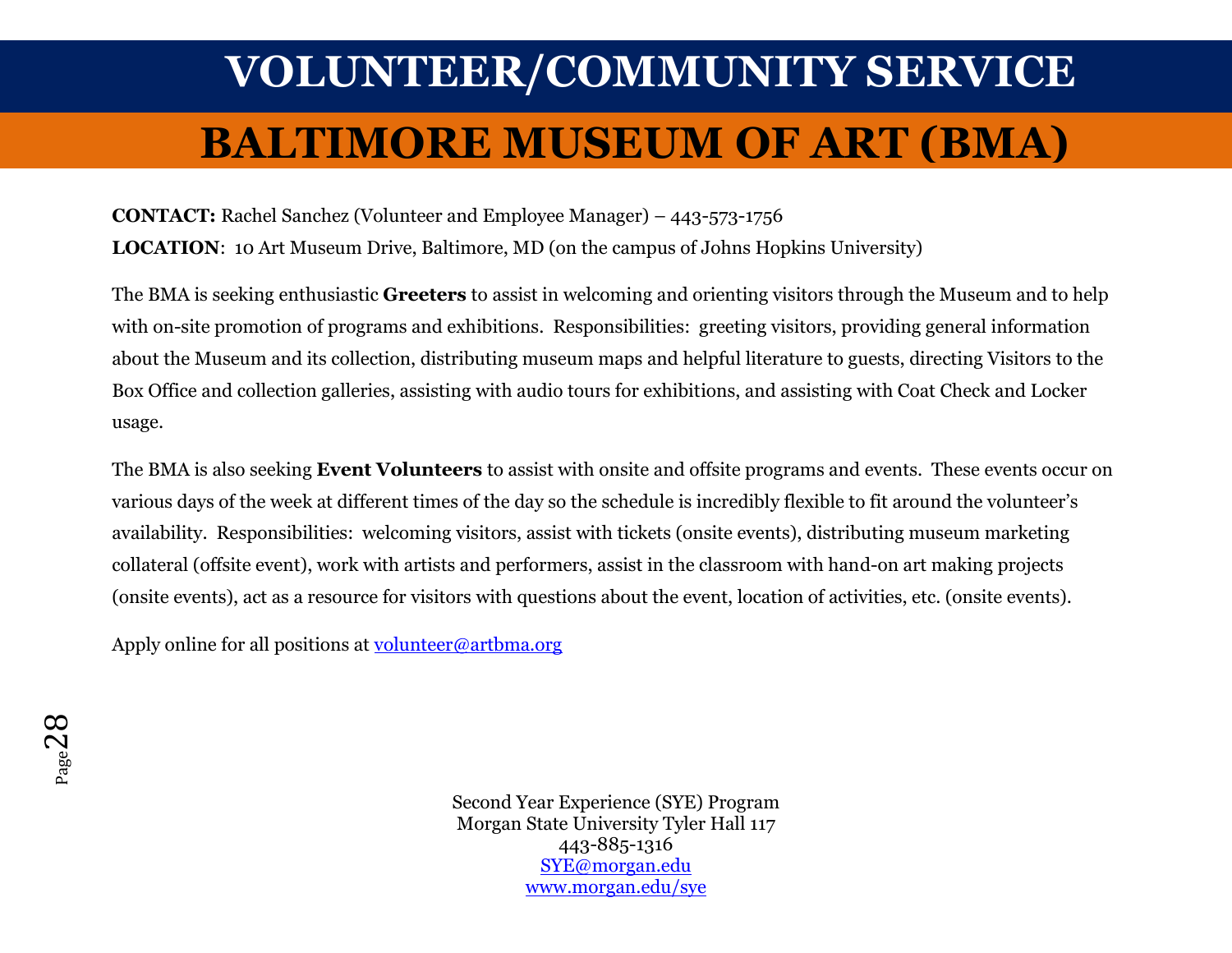# VOLUNTEER/COMMUNITY SERVICE

## BALTIMORE MUSEUM OF ART (BMA)

**CONTACT:** Rachel Sanchez (Volunteer and Employee Manager) – 443-573-1756

**LOCATION**: 10 Art Museum Drive, Baltimore, MD (on the campus of Johns Hopkins University)

The BMA is seeking enthusiastic **Greeters** to assist in welcoming and orienting visitors through the Museum and to help with on-site promotion of programs and exhibitions. Responsibilities: greeting visitors, providing general information about the Museum and its collection, distributing museum maps and helpful literature to guests, directing Visitors to the Box Office and collection galleries, assisting with audio tours for exhibitions, and assisting with Coat Check and Locker usage.

The BMA is also seeking **Event Volunteers** to assist with onsite and offsite programs and events. These events occur on various days of the week at different times of the day so the schedule is incredibly flexible to fit around the volunteer's availability. Responsibilities: welcoming visitors, assist with tickets (onsite events), distributing museum marketing collateral (offsite event), work with artists and performers, assist in the classroom with hand-on art making projects (onsite events), act as a resource for visitors with questions about the event, location of activities, etc. (onsite events).

Apply online for all positions at volunteer@artbma.org

Second Year Experience (SYE) Program
Morgan State University Tyler Hall 117
443-885-1316
SYE@morgan.edu
www.morgan.edu/sye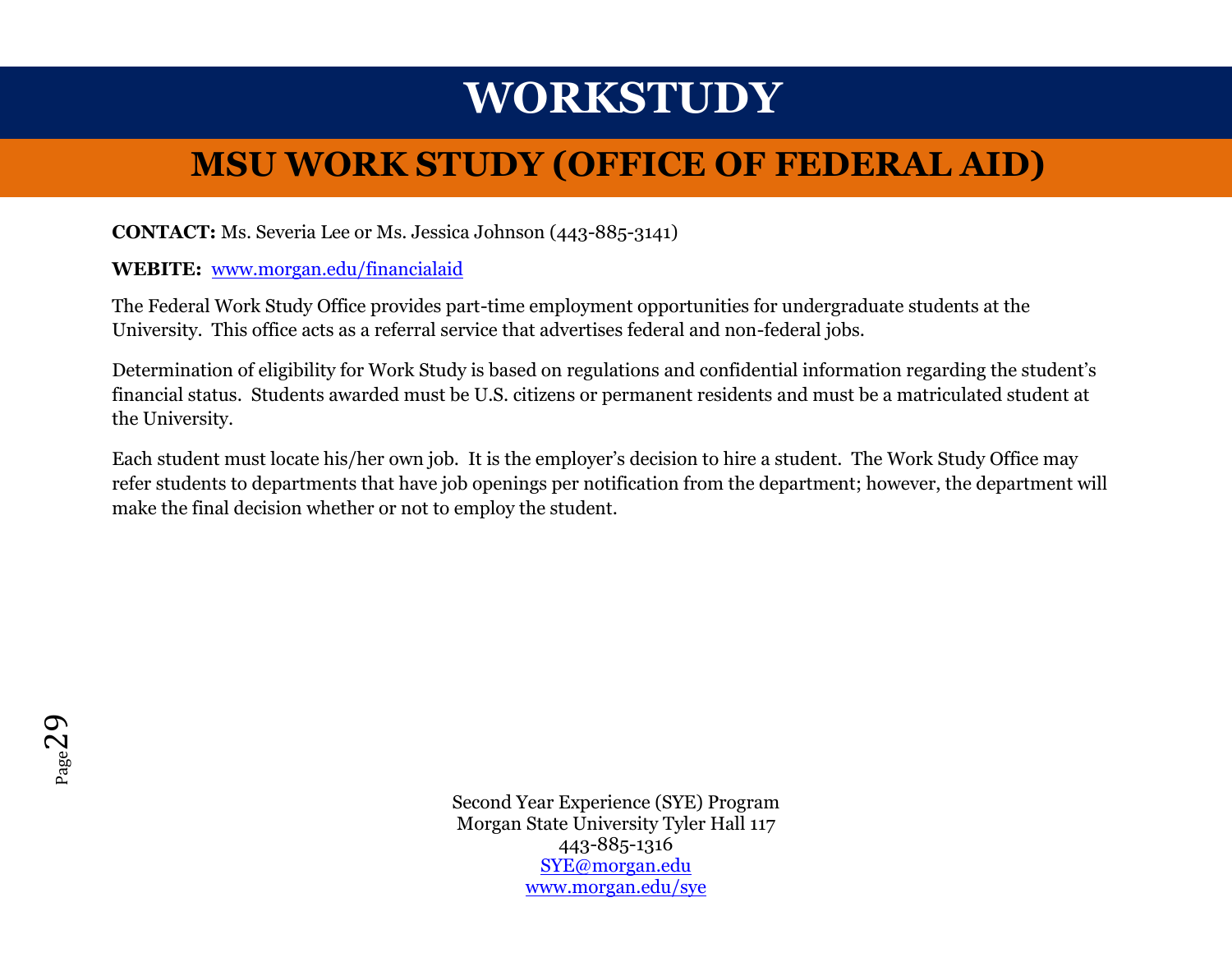# WORKSTUDY

## MSU WORK STUDY (OFFICE OF FEDERAL AID)

**CONTACT:** Ms. Severia Lee or Ms. Jessica Johnson (443-885-3141)

**WEBITE:** www.morgan.edu/financialaid

The Federal Work Study Office provides part-time employment opportunities for undergraduate students at the University. This office acts as a referral service that advertises federal and non-federal jobs.

Determination of eligibility for Work Study is based on regulations and confidential information regarding the student's financial status. Students awarded must be U.S. citizens or permanent residents and must be a matriculated student at the University.

Each student must locate his/her own job. It is the employer's decision to hire a student. The Work Study Office may refer students to departments that have job openings per notification from the department; however, the department will make the final decision whether or not to employ the student.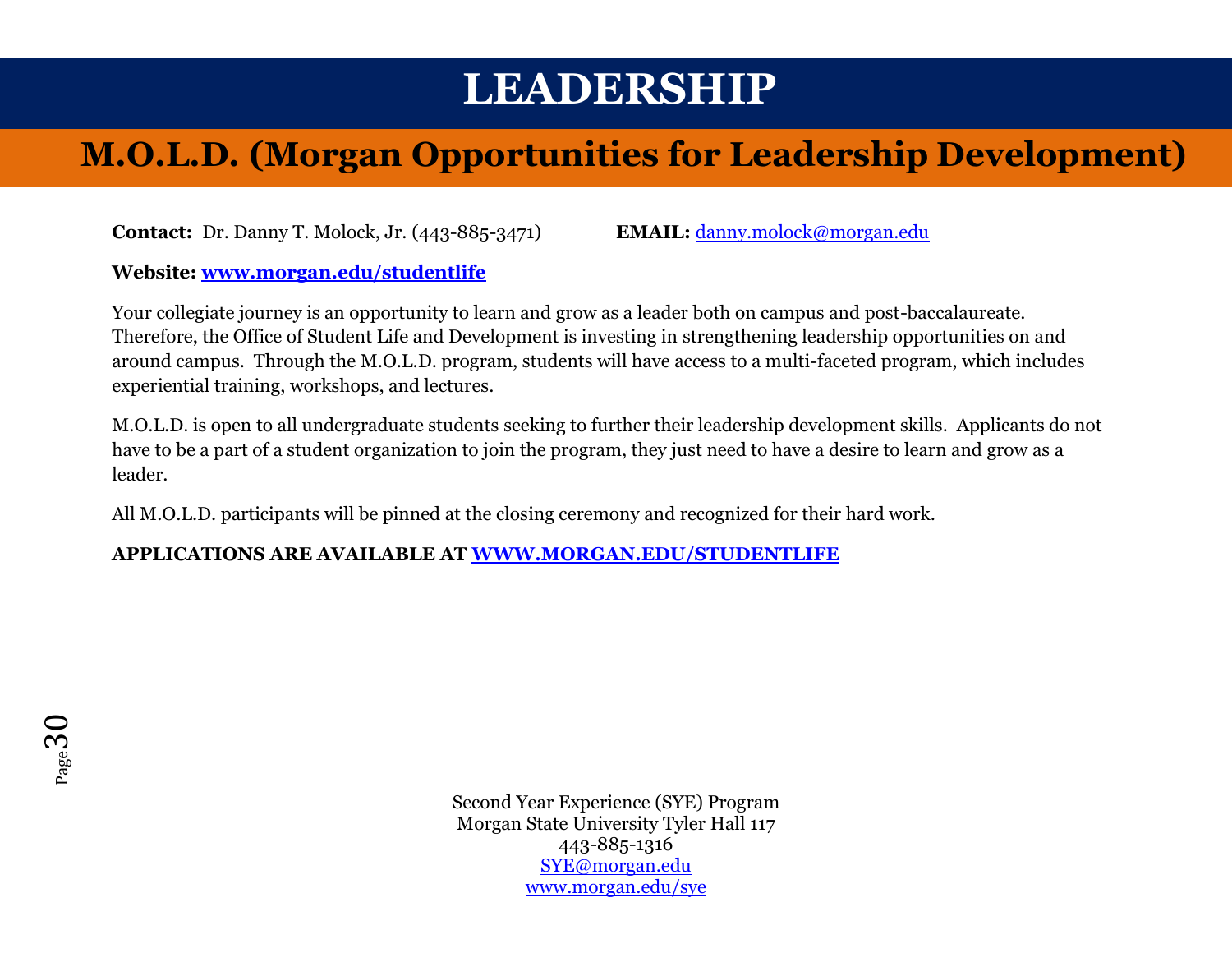# LEADERSHIP

## M.O.L.D. (Morgan Opportunities for Leadership Development)

**Contact:** Dr. Danny T. Molock, Jr. (443-885-3471) **EMAIL:** danny.molock@morgan.edu

**Website: www.morgan.edu/studentlife**

Your collegiate journey is an opportunity to learn and grow as a leader both on campus and post-baccalaureate. Therefore, the Office of Student Life and Development is investing in strengthening leadership opportunities on and around campus. Through the M.O.L.D. program, students will have access to a multi-faceted program, which includes experiential training, workshops, and lectures.

M.O.L.D. is open to all undergraduate students seeking to further their leadership development skills. Applicants do not have to be a part of a student organization to join the program, they just need to have a desire to learn and grow as a leader.

All M.O.L.D. participants will be pinned at the closing ceremony and recognized for their hard work.

**APPLICATIONS ARE AVAILABLE AT WWW.MORGAN.EDU/STUDENTLIFE**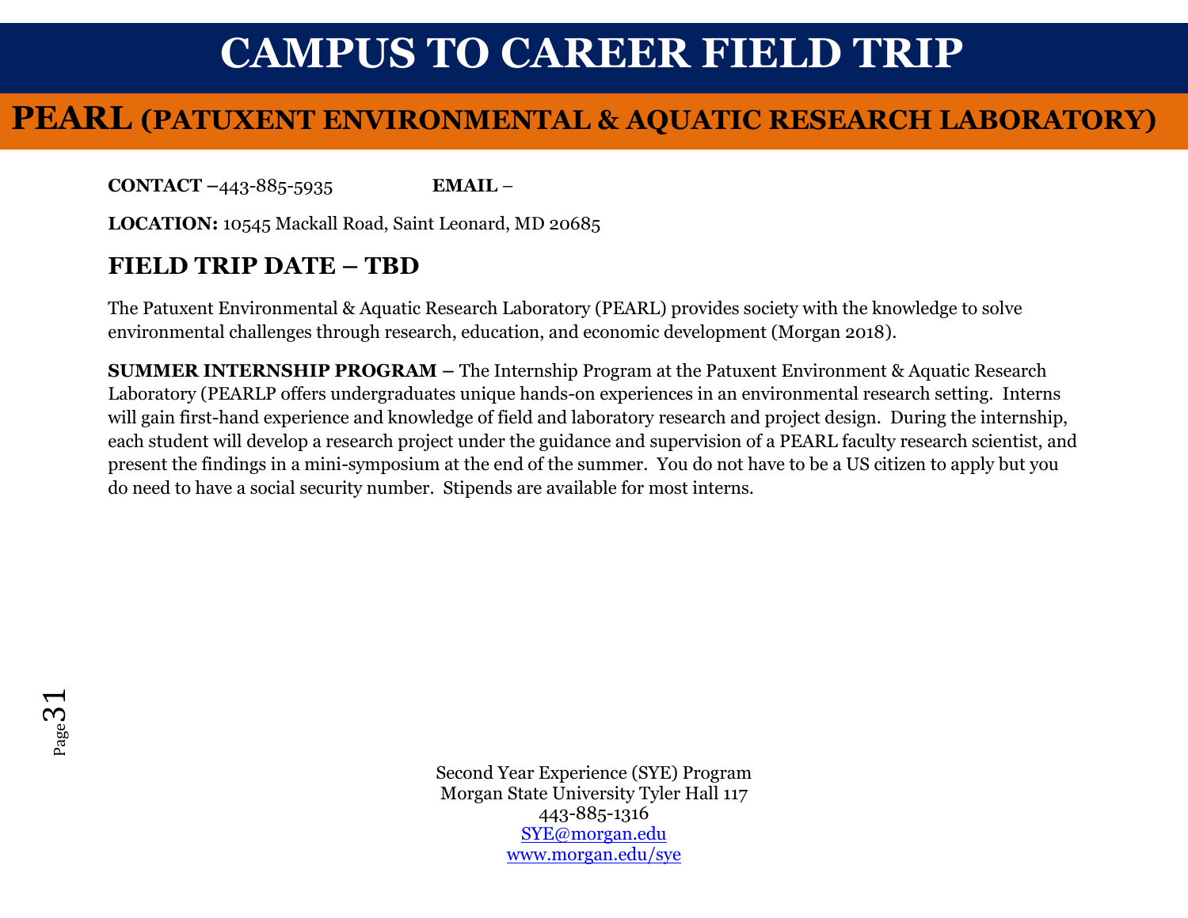# CAMPUS TO CAREER FIELD TRIP

## PEARL (PATUXENT ENVIRONMENTAL & AQUATIC RESEARCH LABORATORY)

**CONTACT –**443-885-5935 **EMAIL** –

**LOCATION:** 10545 Mackall Road, Saint Leonard, MD 20685

### FIELD TRIP DATE – TBD

The Patuxent Environmental & Aquatic Research Laboratory (PEARL) provides society with the knowledge to solve environmental challenges through research, education, and economic development (Morgan 2018).

**SUMMER INTERNSHIP PROGRAM –** The Internship Program at the Patuxent Environment & Aquatic Research Laboratory (PEARLP offers undergraduates unique hands-on experiences in an environmental research setting. Interns will gain first-hand experience and knowledge of field and laboratory research and project design. During the internship, each student will develop a research project under the guidance and supervision of a PEARL faculty research scientist, and present the findings in a mini-symposium at the end of the summer. You do not have to be a US citizen to apply but you do need to have a social security number. Stipends are available for most interns.

Second Year Experience (SYE) Program
Morgan State University Tyler Hall 117
443-885-1316
SYE@morgan.edu
www.morgan.edu/sye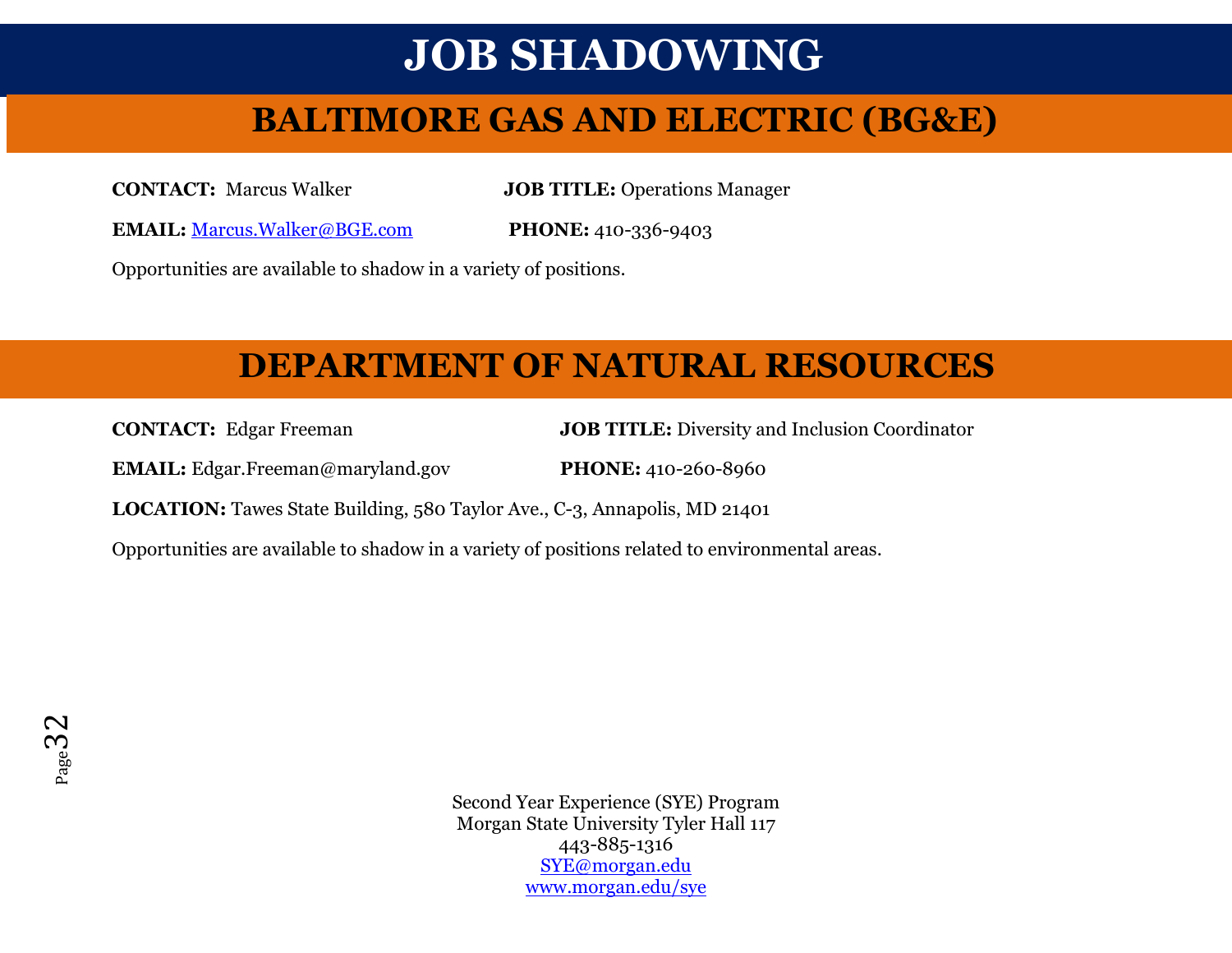# JOB SHADOWING

## BALTIMORE GAS AND ELECTRIC (BG&E)

**CONTACT:** Marcus Walker

**JOB TITLE:** Operations Manager

**EMAIL:** Marcus.Walker@BGE.com

**PHONE:** 410-336-9403

Opportunities are available to shadow in a variety of positions.

## DEPARTMENT OF NATURAL RESOURCES

**CONTACT:** Edgar Freeman

**JOB TITLE:** Diversity and Inclusion Coordinator

**EMAIL:** Edgar.Freeman@maryland.gov

**PHONE:** 410-260-8960

**LOCATION:** Tawes State Building, 580 Taylor Ave., C-3, Annapolis, MD 21401

Opportunities are available to shadow in a variety of positions related to environmental areas.

Second Year Experience (SYE) Program
Morgan State University Tyler Hall 117
443-885-1316
SYE@morgan.edu
www.morgan.edu/sye